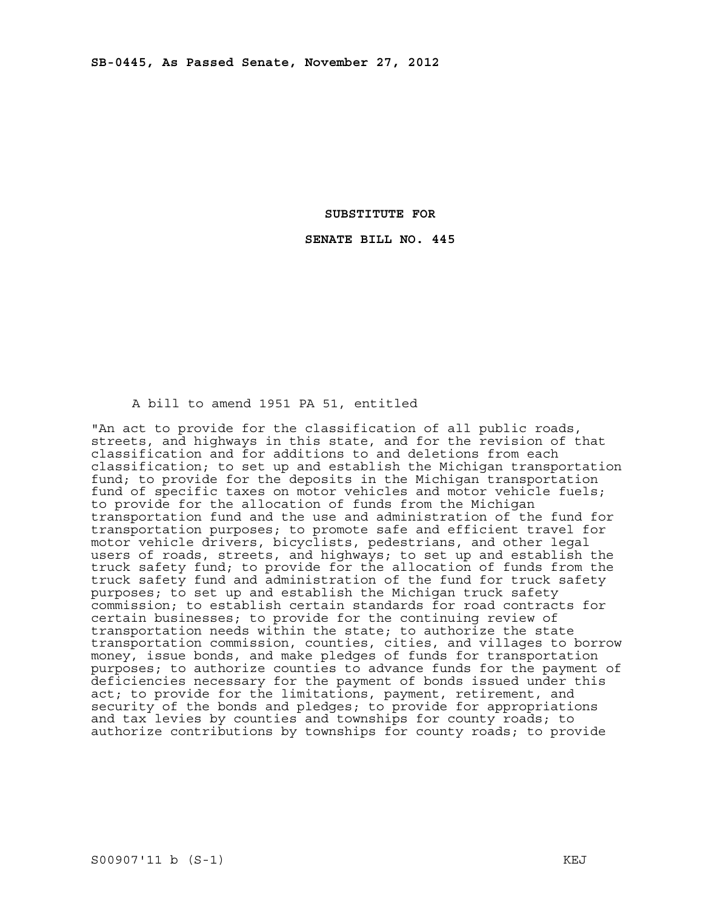**SB-0445, As Passed Senate, November 27, 2012**

**SUBSTITUTE FOR**

**SENATE BILL NO. 445**

A bill to amend 1951 PA 51, entitled

"An act to provide for the classification of all public roads, streets, and highways in this state, and for the revision of that classification and for additions to and deletions from each classification; to set up and establish the Michigan transportation fund; to provide for the deposits in the Michigan transportation fund of specific taxes on motor vehicles and motor vehicle fuels; to provide for the allocation of funds from the Michigan transportation fund and the use and administration of the fund for transportation purposes; to promote safe and efficient travel for motor vehicle drivers, bicyclists, pedestrians, and other legal users of roads, streets, and highways; to set up and establish the truck safety fund; to provide for the allocation of funds from the truck safety fund and administration of the fund for truck safety purposes; to set up and establish the Michigan truck safety commission; to establish certain standards for road contracts for certain businesses; to provide for the continuing review of transportation needs within the state; to authorize the state transportation commission, counties, cities, and villages to borrow money, issue bonds, and make pledges of funds for transportation purposes; to authorize counties to advance funds for the payment of deficiencies necessary for the payment of bonds issued under this act; to provide for the limitations, payment, retirement, and security of the bonds and pledges; to provide for appropriations and tax levies by counties and townships for county roads; to authorize contributions by townships for county roads; to provide

S00907'11 b (S-1) KEJ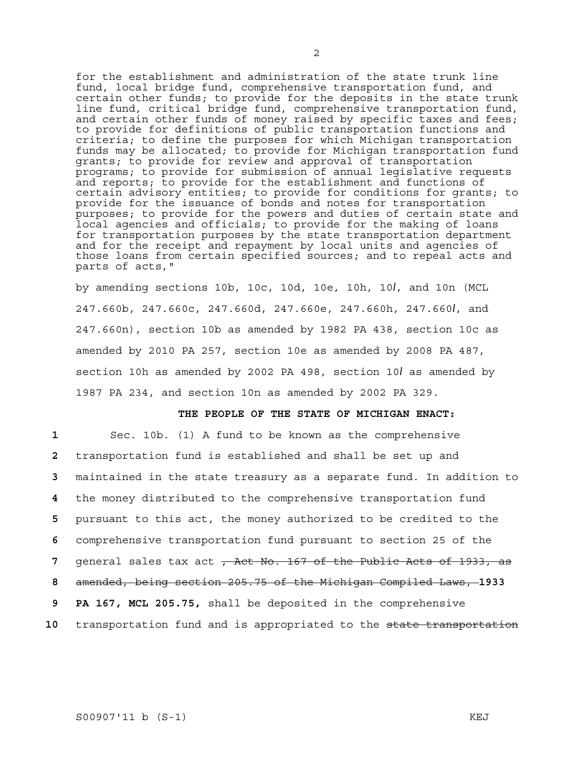for the establishment and administration of the state trunk line fund, local bridge fund, comprehensive transportation fund, and certain other funds; to provide for the deposits in the state trunk line fund, critical bridge fund, comprehensive transportation fund, and certain other funds of money raised by specific taxes and fees; to provide for definitions of public transportation functions and criteria; to define the purposes for which Michigan transportation funds may be allocated; to provide for Michigan transportation fund grants; to provide for review and approval of transportation programs; to provide for submission of annual legislative requests and reports; to provide for the establishment and functions of certain advisory entities; to provide for conditions for grants; to provide for the issuance of bonds and notes for transportation purposes; to provide for the powers and duties of certain state and local agencies and officials; to provide for the making of loans for transportation purposes by the state transportation department and for the receipt and repayment by local units and agencies of those loans from certain specified sources; and to repeal acts and parts of acts,"

by amending sections 10b, 10c, 10d, 10e, 10h, 10*l*, and 10n (MCL 247.660b, 247.660c, 247.660d, 247.660e, 247.660h, 247.660*l*, and 247.660n), section 10b as amended by 1982 PA 438, section 10c as amended by 2010 PA 257, section 10e as amended by 2008 PA 487, section 10h as amended by 2002 PA 498, section 10*l* as amended by 1987 PA 234, and section 10n as amended by 2002 PA 329.

**THE PEOPLE OF THE STATE OF MICHIGAN ENACT:**

1 Sec. 10b. (1) A fund to be known as the comprehensive
2 transportation fund is established and shall be set up and
3 maintained in the state treasury as a separate fund. In addition to
4 the money distributed to the comprehensive transportation fund
5 pursuant to this act, the money authorized to be credited to the
6 comprehensive transportation fund pursuant to section 25 of the
7 general sales tax act ~~, Act No. 167 of the Public Acts of 1933, as~~
8 ~~amended, being section 205.75 of the Michigan Compiled Laws,~~ **1933**
9 **PA 167, MCL 205.75,** shall be deposited in the comprehensive
10 transportation fund and is appropriated to the ~~state transportation~~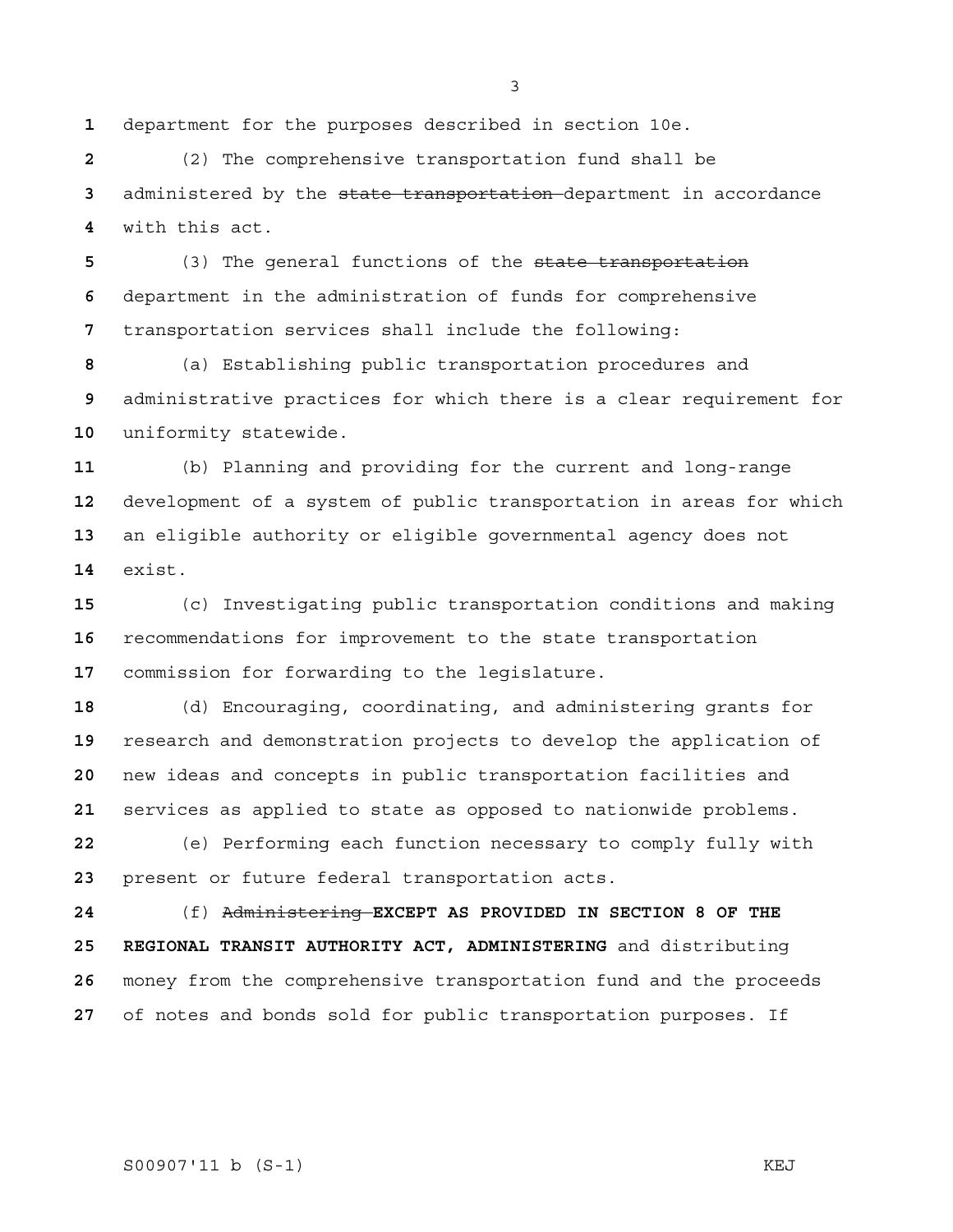department for the purposes described in section 10e.

(2) The comprehensive transportation fund shall be administered by the ~~state transportation~~ department in accordance with this act.

(3) The general functions of the ~~state transportation~~ department in the administration of funds for comprehensive transportation services shall include the following:

(a) Establishing public transportation procedures and administrative practices for which there is a clear requirement for uniformity statewide.

(b) Planning and providing for the current and long-range development of a system of public transportation in areas for which an eligible authority or eligible governmental agency does not exist.

(c) Investigating public transportation conditions and making recommendations for improvement to the state transportation commission for forwarding to the legislature.

(d) Encouraging, coordinating, and administering grants for research and demonstration projects to develop the application of new ideas and concepts in public transportation facilities and services as applied to state as opposed to nationwide problems.

(e) Performing each function necessary to comply fully with present or future federal transportation acts.

(f) ~~Administering~~ **EXCEPT AS PROVIDED IN SECTION 8 OF THE REGIONAL TRANSIT AUTHORITY ACT, ADMINISTERING** and distributing money from the comprehensive transportation fund and the proceeds of notes and bonds sold for public transportation purposes. If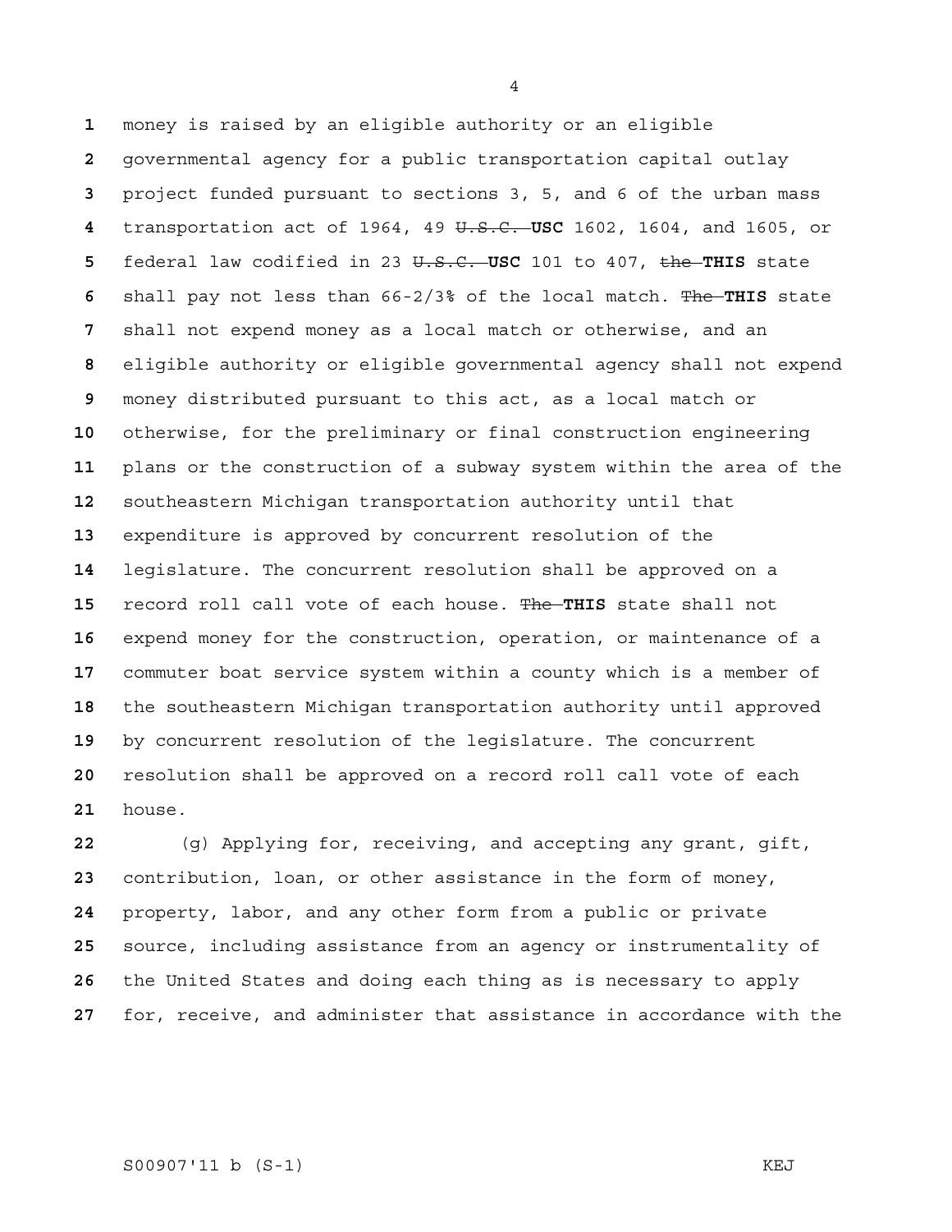money is raised by an eligible authority or an eligible governmental agency for a public transportation capital outlay project funded pursuant to sections 3, 5, and 6 of the urban mass transportation act of 1964, 49 ~~U.S.C.~~ **USC** 1602, 1604, and 1605, or federal law codified in 23 ~~U.S.C.~~ **USC** 101 to 407, ~~the~~ **THIS** state shall pay not less than 66-2/3% of the local match. ~~The~~ **THIS** state shall not expend money as a local match or otherwise, and an eligible authority or eligible governmental agency shall not expend money distributed pursuant to this act, as a local match or otherwise, for the preliminary or final construction engineering plans or the construction of a subway system within the area of the southeastern Michigan transportation authority until that expenditure is approved by concurrent resolution of the legislature. The concurrent resolution shall be approved on a record roll call vote of each house. ~~The~~ **THIS** state shall not expend money for the construction, operation, or maintenance of a commuter boat service system within a county which is a member of the southeastern Michigan transportation authority until approved by concurrent resolution of the legislature. The concurrent resolution shall be approved on a record roll call vote of each house.

(g) Applying for, receiving, and accepting any grant, gift, contribution, loan, or other assistance in the form of money, property, labor, and any other form from a public or private source, including assistance from an agency or instrumentality of the United States and doing each thing as is necessary to apply for, receive, and administer that assistance in accordance with the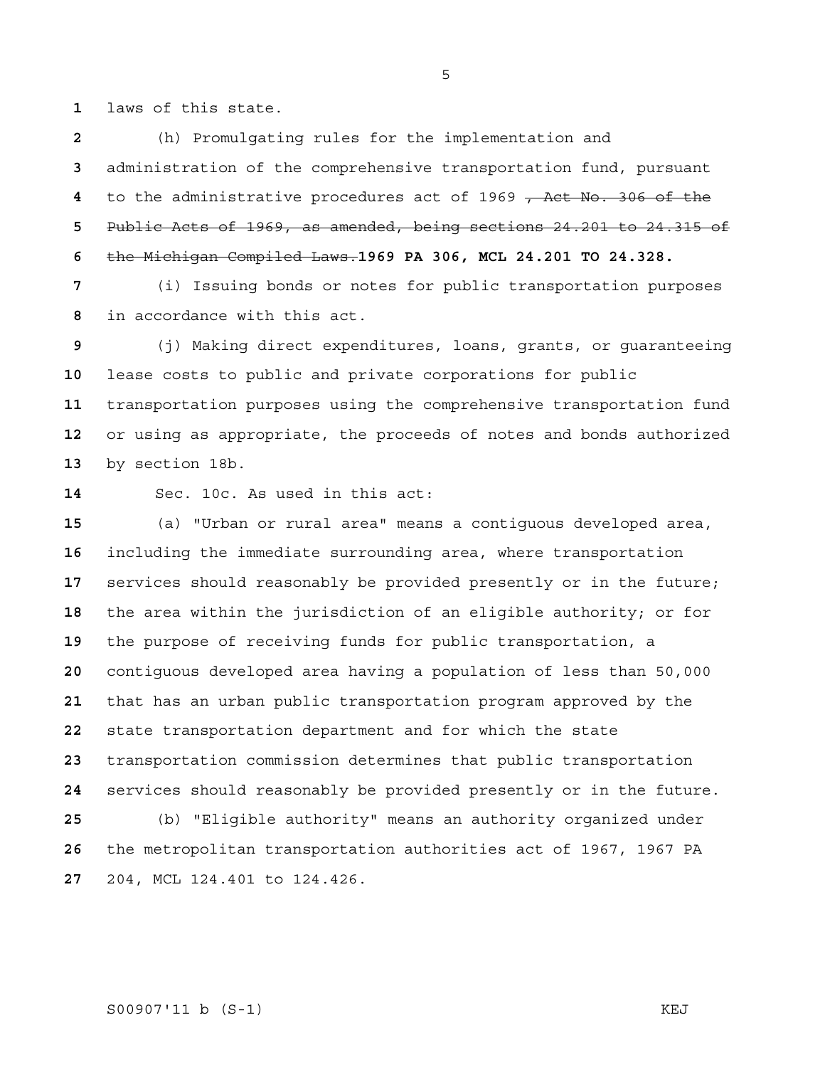laws of this state.

(h) Promulgating rules for the implementation and administration of the comprehensive transportation fund, pursuant to the administrative procedures act of 1969 ~~, Act No. 306 of the Public Acts of 1969, as amended, being sections 24.201 to 24.315 of the Michigan Compiled Laws.~~**1969 PA 306, MCL 24.201 TO 24.328.**

(i) Issuing bonds or notes for public transportation purposes in accordance with this act.

(j) Making direct expenditures, loans, grants, or guaranteeing lease costs to public and private corporations for public transportation purposes using the comprehensive transportation fund or using as appropriate, the proceeds of notes and bonds authorized by section 18b.

Sec. 10c. As used in this act:

(a) "Urban or rural area" means a contiguous developed area, including the immediate surrounding area, where transportation services should reasonably be provided presently or in the future; the area within the jurisdiction of an eligible authority; or for the purpose of receiving funds for public transportation, a contiguous developed area having a population of less than 50,000 that has an urban public transportation program approved by the state transportation department and for which the state transportation commission determines that public transportation services should reasonably be provided presently or in the future.

(b) "Eligible authority" means an authority organized under the metropolitan transportation authorities act of 1967, 1967 PA 204, MCL 124.401 to 124.426.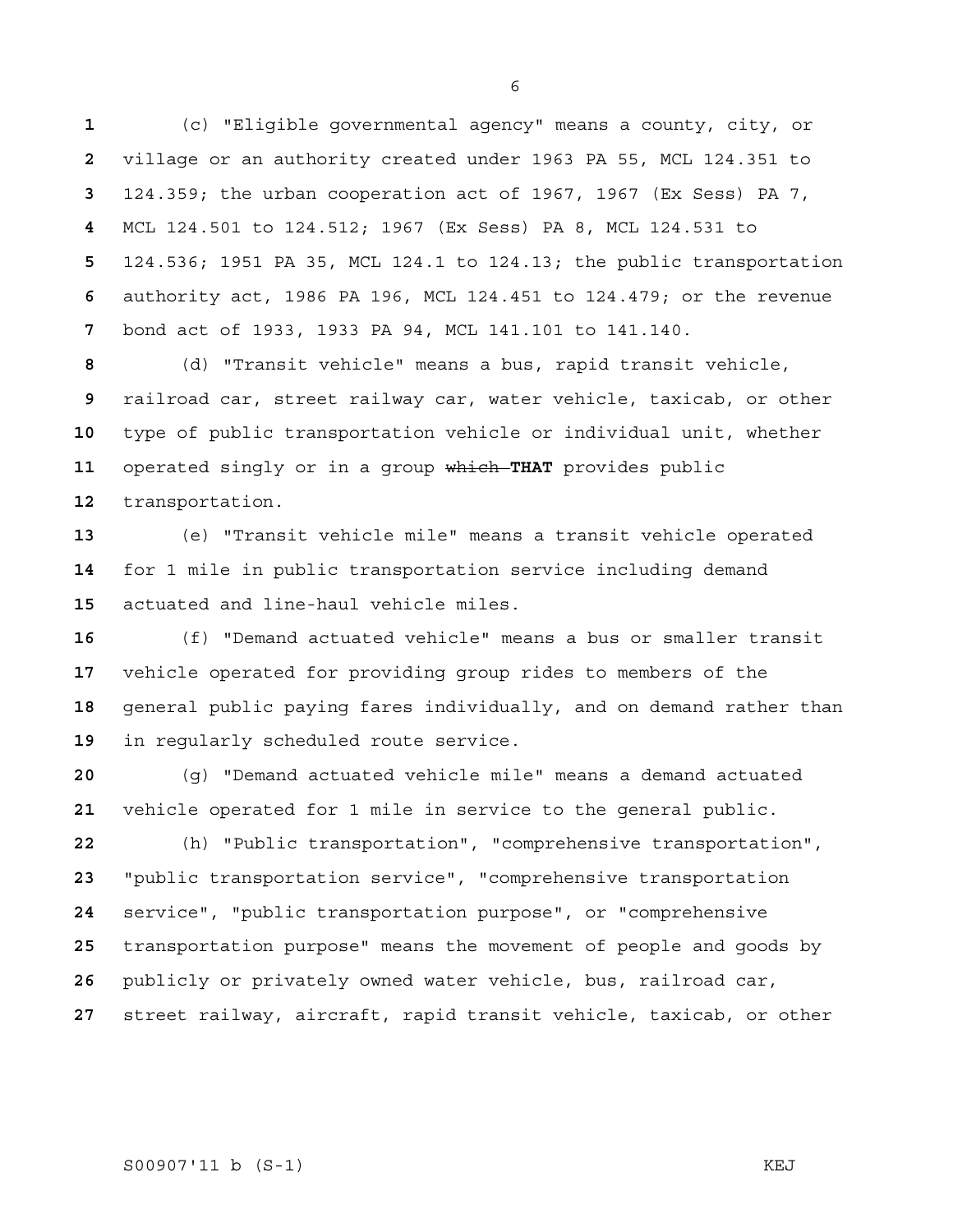(c) "Eligible governmental agency" means a county, city, or village or an authority created under 1963 PA 55, MCL 124.351 to 124.359; the urban cooperation act of 1967, 1967 (Ex Sess) PA 7, MCL 124.501 to 124.512; 1967 (Ex Sess) PA 8, MCL 124.531 to 124.536; 1951 PA 35, MCL 124.1 to 124.13; the public transportation authority act, 1986 PA 196, MCL 124.451 to 124.479; or the revenue bond act of 1933, 1933 PA 94, MCL 141.101 to 141.140.

(d) "Transit vehicle" means a bus, rapid transit vehicle, railroad car, street railway car, water vehicle, taxicab, or other type of public transportation vehicle or individual unit, whether operated singly or in a group ~~which~~ **THAT** provides public transportation.

(e) "Transit vehicle mile" means a transit vehicle operated for 1 mile in public transportation service including demand actuated and line-haul vehicle miles.

(f) "Demand actuated vehicle" means a bus or smaller transit vehicle operated for providing group rides to members of the general public paying fares individually, and on demand rather than in regularly scheduled route service.

(g) "Demand actuated vehicle mile" means a demand actuated vehicle operated for 1 mile in service to the general public.

(h) "Public transportation", "comprehensive transportation", "public transportation service", "comprehensive transportation service", "public transportation purpose", or "comprehensive transportation purpose" means the movement of people and goods by publicly or privately owned water vehicle, bus, railroad car, street railway, aircraft, rapid transit vehicle, taxicab, or other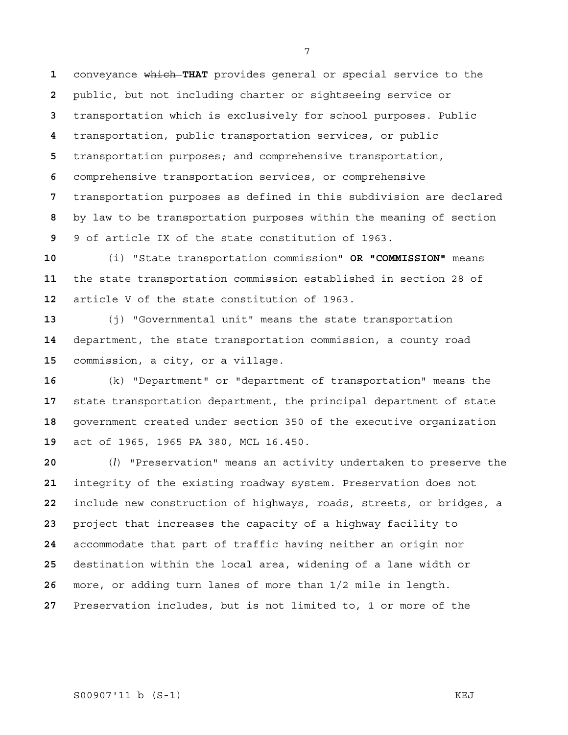conveyance ~~which~~ **THAT** provides general or special service to the public, but not including charter or sightseeing service or transportation which is exclusively for school purposes. Public transportation, public transportation services, or public transportation purposes; and comprehensive transportation, comprehensive transportation services, or comprehensive transportation purposes as defined in this subdivision are declared by law to be transportation purposes within the meaning of section 9 of article IX of the state constitution of 1963.

(i) "State transportation commission" **OR "COMMISSION"** means the state transportation commission established in section 28 of article V of the state constitution of 1963.

(j) "Governmental unit" means the state transportation department, the state transportation commission, a county road commission, a city, or a village.

(k) "Department" or "department of transportation" means the state transportation department, the principal department of state government created under section 350 of the executive organization act of 1965, 1965 PA 380, MCL 16.450.

(*l*) "Preservation" means an activity undertaken to preserve the integrity of the existing roadway system. Preservation does not include new construction of highways, roads, streets, or bridges, a project that increases the capacity of a highway facility to accommodate that part of traffic having neither an origin nor destination within the local area, widening of a lane width or more, or adding turn lanes of more than 1/2 mile in length. Preservation includes, but is not limited to, 1 or more of the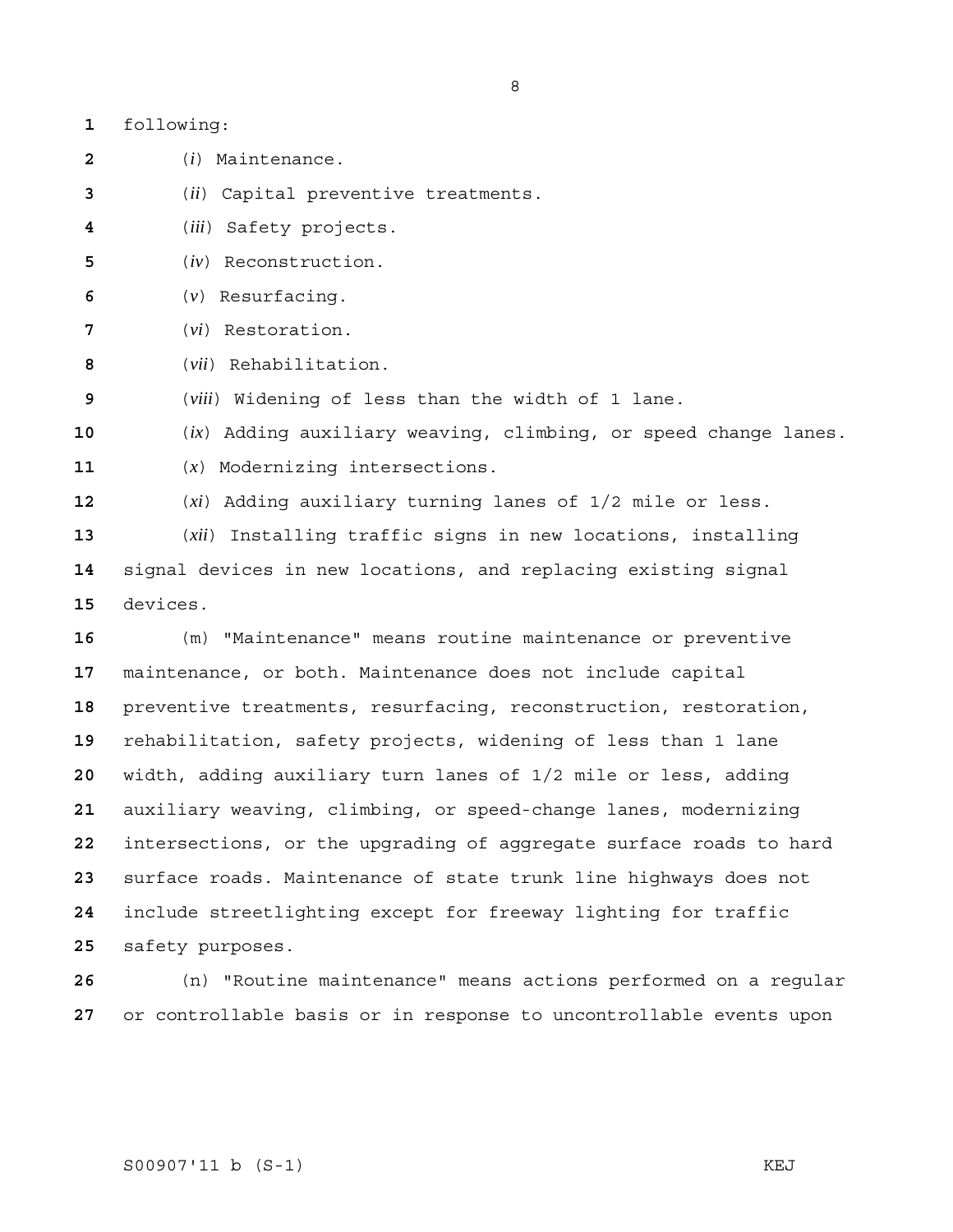following:

(*i*) Maintenance.

(*ii*) Capital preventive treatments.

(*iii*) Safety projects.

(*iv*) Reconstruction.

(*v*) Resurfacing.

(*vi*) Restoration.

(*vii*) Rehabilitation.

(*viii*) Widening of less than the width of 1 lane.

(*ix*) Adding auxiliary weaving, climbing, or speed change lanes.

(*x*) Modernizing intersections.

(*xi*) Adding auxiliary turning lanes of 1/2 mile or less.

(*xii*) Installing traffic signs in new locations, installing signal devices in new locations, and replacing existing signal devices.

(m) "Maintenance" means routine maintenance or preventive maintenance, or both. Maintenance does not include capital preventive treatments, resurfacing, reconstruction, restoration, rehabilitation, safety projects, widening of less than 1 lane width, adding auxiliary turn lanes of 1/2 mile or less, adding auxiliary weaving, climbing, or speed-change lanes, modernizing intersections, or the upgrading of aggregate surface roads to hard surface roads. Maintenance of state trunk line highways does not include streetlighting except for freeway lighting for traffic safety purposes.

(n) "Routine maintenance" means actions performed on a regular or controllable basis or in response to uncontrollable events upon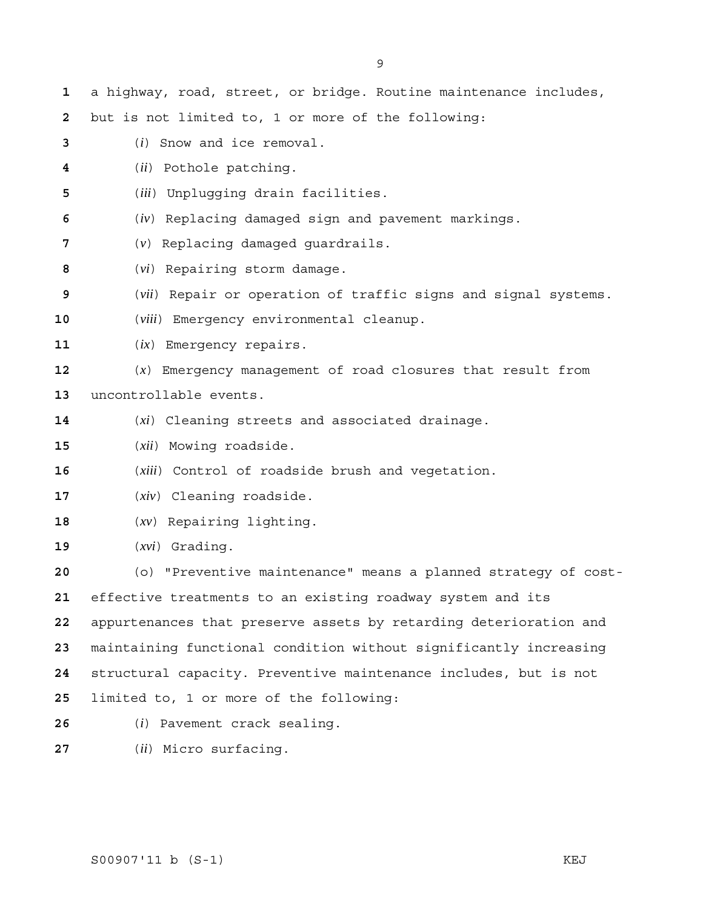a highway, road, street, or bridge. Routine maintenance includes, but is not limited to, 1 or more of the following:

(*i*) Snow and ice removal.

(*ii*) Pothole patching.

(*iii*) Unplugging drain facilities.

(*iv*) Replacing damaged sign and pavement markings.

(*v*) Replacing damaged guardrails.

(*vi*) Repairing storm damage.

(*vii*) Repair or operation of traffic signs and signal systems.

(*viii*) Emergency environmental cleanup.

(*ix*) Emergency repairs.

(*x*) Emergency management of road closures that result from uncontrollable events.

(*xi*) Cleaning streets and associated drainage.

(*xii*) Mowing roadside.

(*xiii*) Control of roadside brush and vegetation.

(*xiv*) Cleaning roadside.

(*xv*) Repairing lighting.

(*xvi*) Grading.

(o) "Preventive maintenance" means a planned strategy of cost-effective treatments to an existing roadway system and its appurtenances that preserve assets by retarding deterioration and maintaining functional condition without significantly increasing structural capacity. Preventive maintenance includes, but is not limited to, 1 or more of the following:

(*i*) Pavement crack sealing.

(*ii*) Micro surfacing.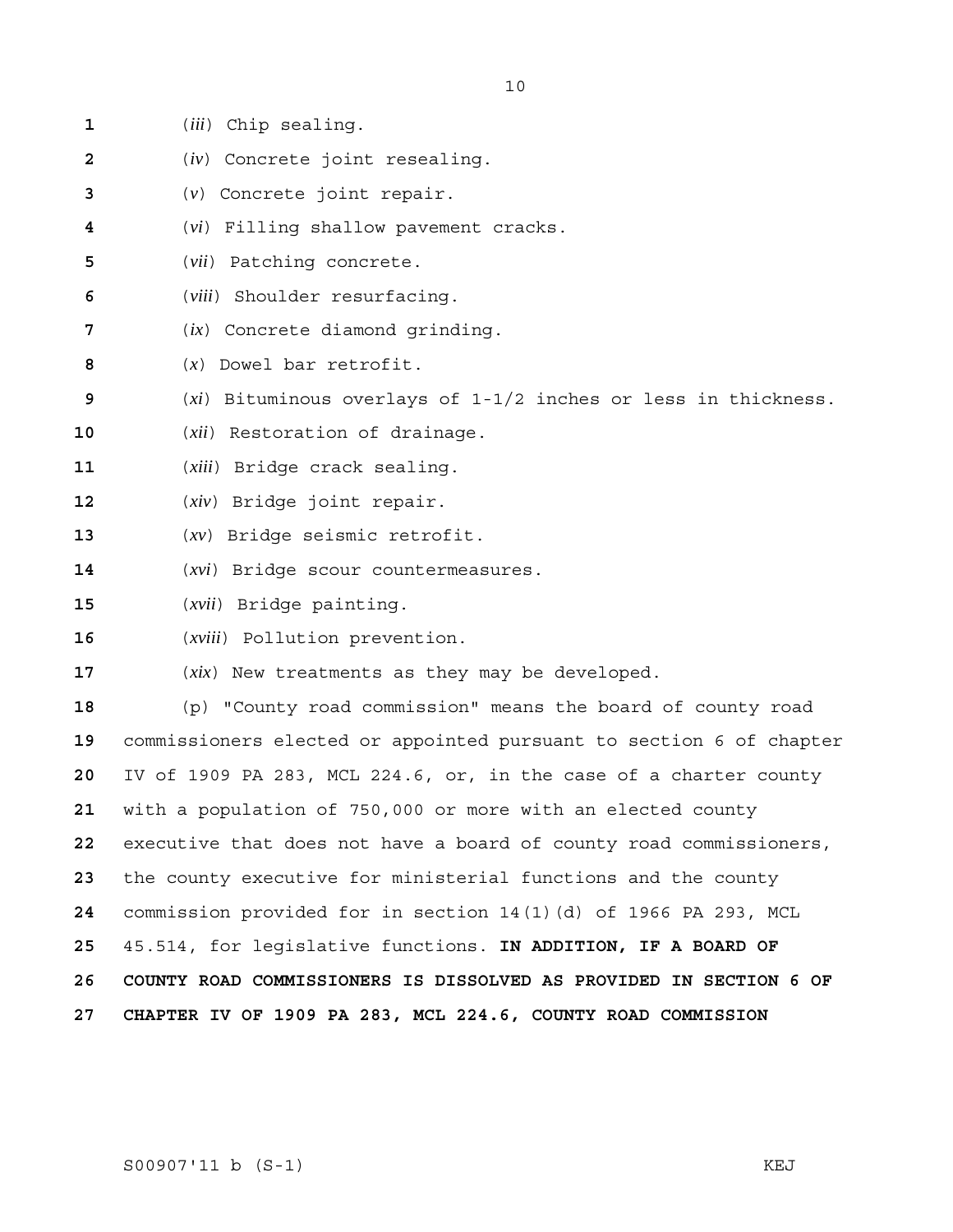(*iii*) Chip sealing.

(*iv*) Concrete joint resealing.

(*v*) Concrete joint repair.

(*vi*) Filling shallow pavement cracks.

(*vii*) Patching concrete.

(*viii*) Shoulder resurfacing.

(*ix*) Concrete diamond grinding.

(*x*) Dowel bar retrofit.

(*xi*) Bituminous overlays of 1-1/2 inches or less in thickness.

(*xii*) Restoration of drainage.

(*xiii*) Bridge crack sealing.

(*xiv*) Bridge joint repair.

(*xv*) Bridge seismic retrofit.

(*xvi*) Bridge scour countermeasures.

(*xvii*) Bridge painting.

(*xviii*) Pollution prevention.

(*xix*) New treatments as they may be developed.

(p) "County road commission" means the board of county road commissioners elected or appointed pursuant to section 6 of chapter IV of 1909 PA 283, MCL 224.6, or, in the case of a charter county with a population of 750,000 or more with an elected county executive that does not have a board of county road commissioners, the county executive for ministerial functions and the county commission provided for in section 14(1)(d) of 1966 PA 293, MCL 45.514, for legislative functions. **IN ADDITION, IF A BOARD OF COUNTY ROAD COMMISSIONERS IS DISSOLVED AS PROVIDED IN SECTION 6 OF CHAPTER IV OF 1909 PA 283, MCL 224.6, COUNTY ROAD COMMISSION**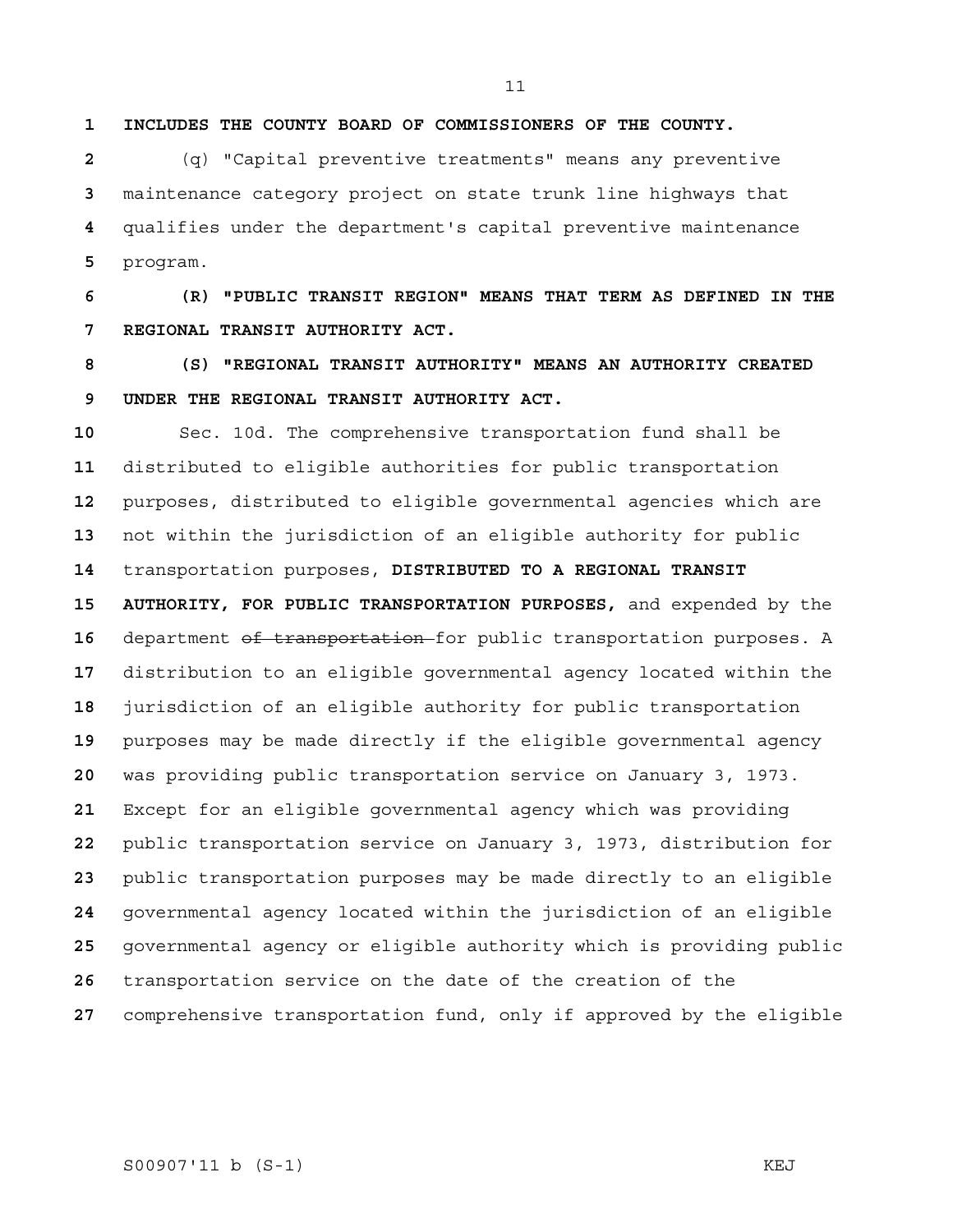**INCLUDES THE COUNTY BOARD OF COMMISSIONERS OF THE COUNTY.**

(q) "Capital preventive treatments" means any preventive maintenance category project on state trunk line highways that qualifies under the department's capital preventive maintenance program.

**(R) "PUBLIC TRANSIT REGION" MEANS THAT TERM AS DEFINED IN THE REGIONAL TRANSIT AUTHORITY ACT.**

**(S) "REGIONAL TRANSIT AUTHORITY" MEANS AN AUTHORITY CREATED UNDER THE REGIONAL TRANSIT AUTHORITY ACT.**

Sec. 10d. The comprehensive transportation fund shall be distributed to eligible authorities for public transportation purposes, distributed to eligible governmental agencies which are not within the jurisdiction of an eligible authority for public transportation purposes, **DISTRIBUTED TO A REGIONAL TRANSIT AUTHORITY, FOR PUBLIC TRANSPORTATION PURPOSES,** and expended by the department ~~of transportation~~ for public transportation purposes. A distribution to an eligible governmental agency located within the jurisdiction of an eligible authority for public transportation purposes may be made directly if the eligible governmental agency was providing public transportation service on January 3, 1973. Except for an eligible governmental agency which was providing public transportation service on January 3, 1973, distribution for public transportation purposes may be made directly to an eligible governmental agency located within the jurisdiction of an eligible governmental agency or eligible authority which is providing public transportation service on the date of the creation of the comprehensive transportation fund, only if approved by the eligible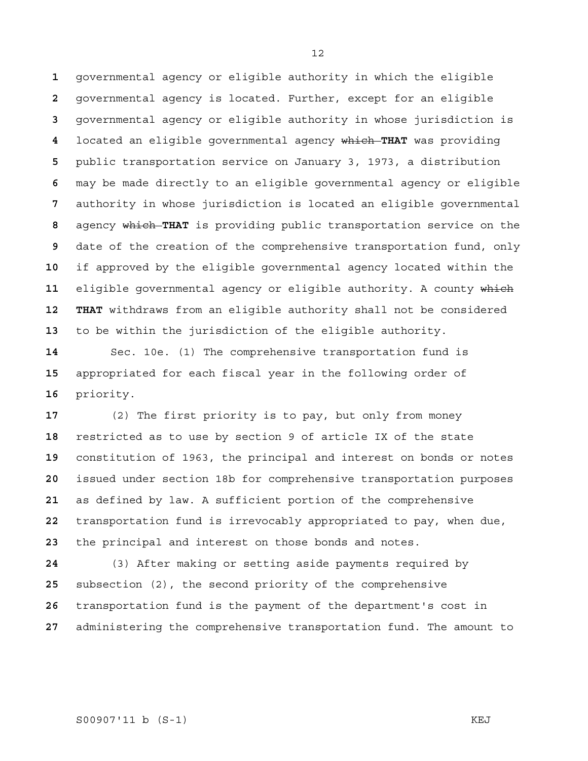governmental agency or eligible authority in which the eligible governmental agency is located. Further, except for an eligible governmental agency or eligible authority in whose jurisdiction is located an eligible governmental agency ~~which~~ **THAT** was providing public transportation service on January 3, 1973, a distribution may be made directly to an eligible governmental agency or eligible authority in whose jurisdiction is located an eligible governmental agency ~~which~~ **THAT** is providing public transportation service on the date of the creation of the comprehensive transportation fund, only if approved by the eligible governmental agency located within the eligible governmental agency or eligible authority. A county ~~which~~ **THAT** withdraws from an eligible authority shall not be considered to be within the jurisdiction of the eligible authority.

Sec. 10e. (1) The comprehensive transportation fund is appropriated for each fiscal year in the following order of priority.

(2) The first priority is to pay, but only from money restricted as to use by section 9 of article IX of the state constitution of 1963, the principal and interest on bonds or notes issued under section 18b for comprehensive transportation purposes as defined by law. A sufficient portion of the comprehensive transportation fund is irrevocably appropriated to pay, when due, the principal and interest on those bonds and notes.

(3) After making or setting aside payments required by subsection (2), the second priority of the comprehensive transportation fund is the payment of the department's cost in administering the comprehensive transportation fund. The amount to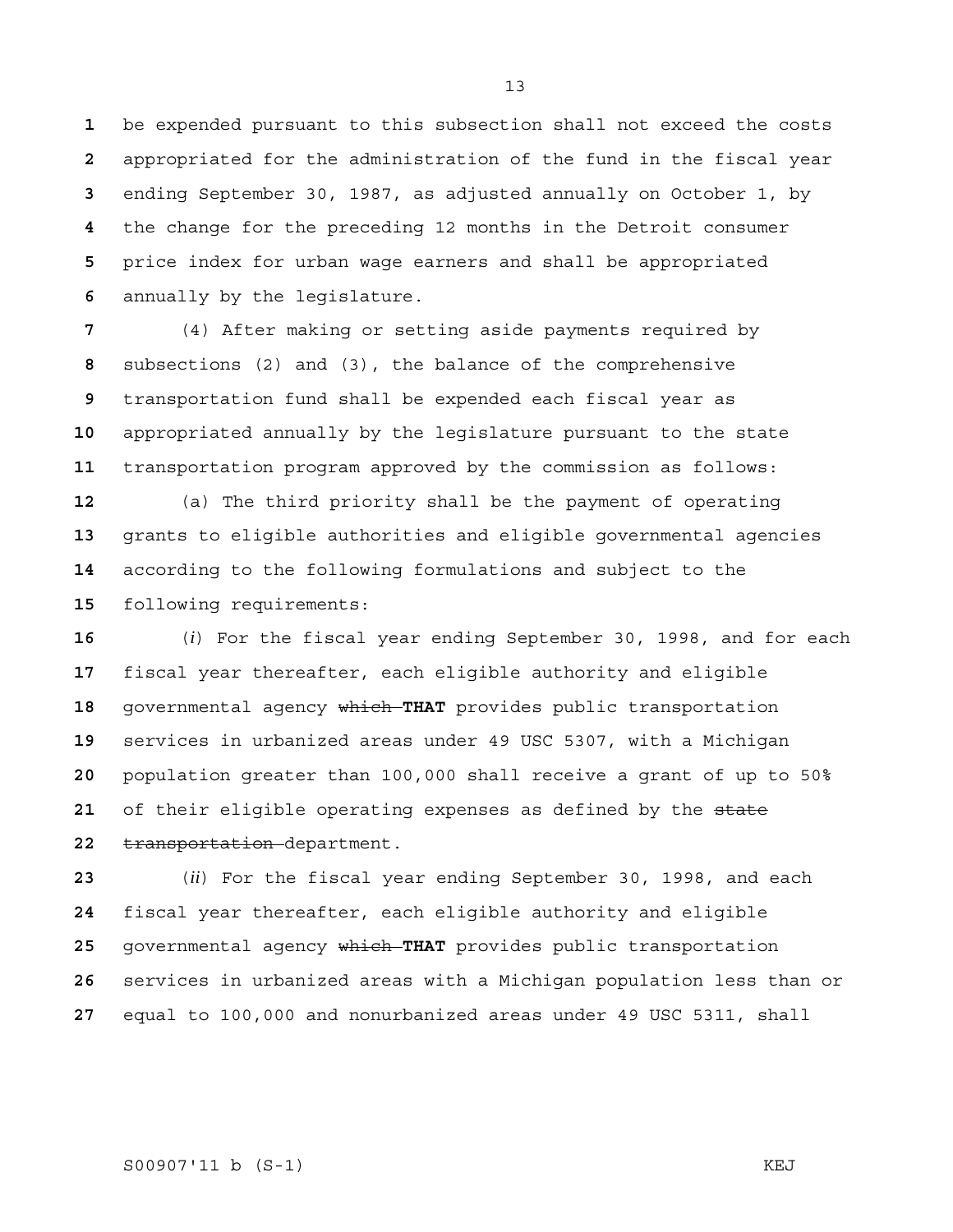be expended pursuant to this subsection shall not exceed the costs appropriated for the administration of the fund in the fiscal year ending September 30, 1987, as adjusted annually on October 1, by the change for the preceding 12 months in the Detroit consumer price index for urban wage earners and shall be appropriated annually by the legislature.

(4) After making or setting aside payments required by subsections (2) and (3), the balance of the comprehensive transportation fund shall be expended each fiscal year as appropriated annually by the legislature pursuant to the state transportation program approved by the commission as follows:

(a) The third priority shall be the payment of operating grants to eligible authorities and eligible governmental agencies according to the following formulations and subject to the following requirements:

(*i*) For the fiscal year ending September 30, 1998, and for each fiscal year thereafter, each eligible authority and eligible governmental agency ~~which~~ **THAT** provides public transportation services in urbanized areas under 49 USC 5307, with a Michigan population greater than 100,000 shall receive a grant of up to 50% of their eligible operating expenses as defined by the ~~state transportation~~ department.

(*ii*) For the fiscal year ending September 30, 1998, and each fiscal year thereafter, each eligible authority and eligible governmental agency ~~which~~ **THAT** provides public transportation services in urbanized areas with a Michigan population less than or equal to 100,000 and nonurbanized areas under 49 USC 5311, shall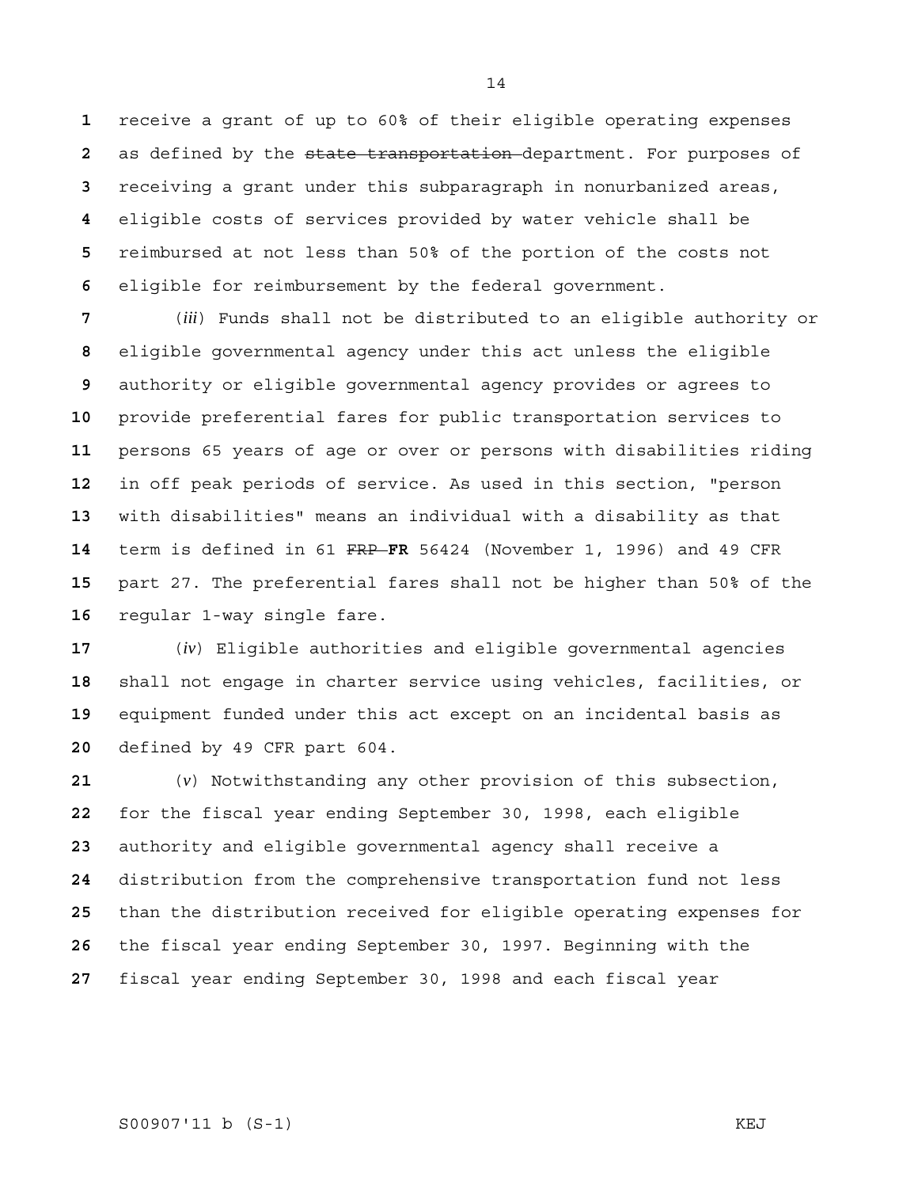receive a grant of up to 60% of their eligible operating expenses as defined by the ~~state transportation~~ department. For purposes of receiving a grant under this subparagraph in nonurbanized areas, eligible costs of services provided by water vehicle shall be reimbursed at not less than 50% of the portion of the costs not eligible for reimbursement by the federal government.

(*iii*) Funds shall not be distributed to an eligible authority or eligible governmental agency under this act unless the eligible authority or eligible governmental agency provides or agrees to provide preferential fares for public transportation services to persons 65 years of age or over or persons with disabilities riding in off peak periods of service. As used in this section, "person with disabilities" means an individual with a disability as that term is defined in 61 ~~FRP~~ **FR** 56424 (November 1, 1996) and 49 CFR part 27. The preferential fares shall not be higher than 50% of the regular 1-way single fare.

(*iv*) Eligible authorities and eligible governmental agencies shall not engage in charter service using vehicles, facilities, or equipment funded under this act except on an incidental basis as defined by 49 CFR part 604.

(*v*) Notwithstanding any other provision of this subsection, for the fiscal year ending September 30, 1998, each eligible authority and eligible governmental agency shall receive a distribution from the comprehensive transportation fund not less than the distribution received for eligible operating expenses for the fiscal year ending September 30, 1997. Beginning with the fiscal year ending September 30, 1998 and each fiscal year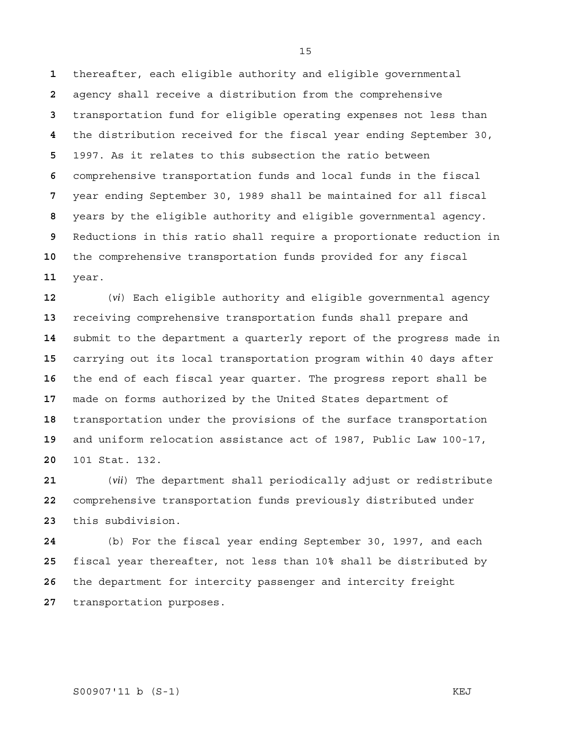thereafter, each eligible authority and eligible governmental agency shall receive a distribution from the comprehensive transportation fund for eligible operating expenses not less than the distribution received for the fiscal year ending September 30, 1997. As it relates to this subsection the ratio between comprehensive transportation funds and local funds in the fiscal year ending September 30, 1989 shall be maintained for all fiscal years by the eligible authority and eligible governmental agency. Reductions in this ratio shall require a proportionate reduction in the comprehensive transportation funds provided for any fiscal year.

(*vi*) Each eligible authority and eligible governmental agency receiving comprehensive transportation funds shall prepare and submit to the department a quarterly report of the progress made in carrying out its local transportation program within 40 days after the end of each fiscal year quarter. The progress report shall be made on forms authorized by the United States department of transportation under the provisions of the surface transportation and uniform relocation assistance act of 1987, Public Law 100-17, 101 Stat. 132.

(*vii*) The department shall periodically adjust or redistribute comprehensive transportation funds previously distributed under this subdivision.

(b) For the fiscal year ending September 30, 1997, and each fiscal year thereafter, not less than 10% shall be distributed by the department for intercity passenger and intercity freight transportation purposes.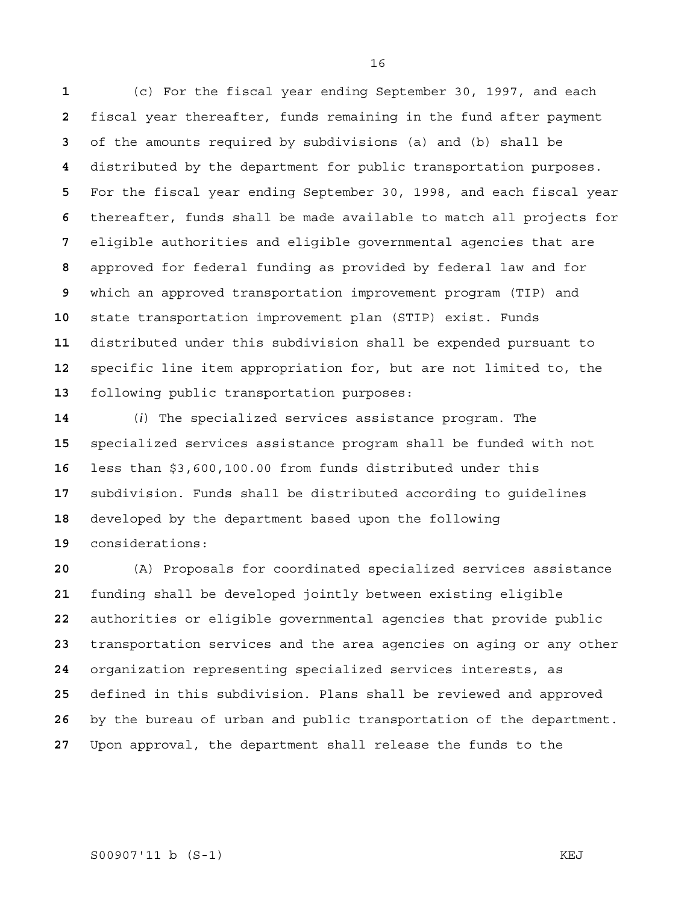(c) For the fiscal year ending September 30, 1997, and each fiscal year thereafter, funds remaining in the fund after payment of the amounts required by subdivisions (a) and (b) shall be distributed by the department for public transportation purposes. For the fiscal year ending September 30, 1998, and each fiscal year thereafter, funds shall be made available to match all projects for eligible authorities and eligible governmental agencies that are approved for federal funding as provided by federal law and for which an approved transportation improvement program (TIP) and state transportation improvement plan (STIP) exist. Funds distributed under this subdivision shall be expended pursuant to specific line item appropriation for, but are not limited to, the following public transportation purposes:

(*i*) The specialized services assistance program. The specialized services assistance program shall be funded with not less than $3,600,100.00 from funds distributed under this subdivision. Funds shall be distributed according to guidelines developed by the department based upon the following considerations:

(A) Proposals for coordinated specialized services assistance funding shall be developed jointly between existing eligible authorities or eligible governmental agencies that provide public transportation services and the area agencies on aging or any other organization representing specialized services interests, as defined in this subdivision. Plans shall be reviewed and approved by the bureau of urban and public transportation of the department. Upon approval, the department shall release the funds to the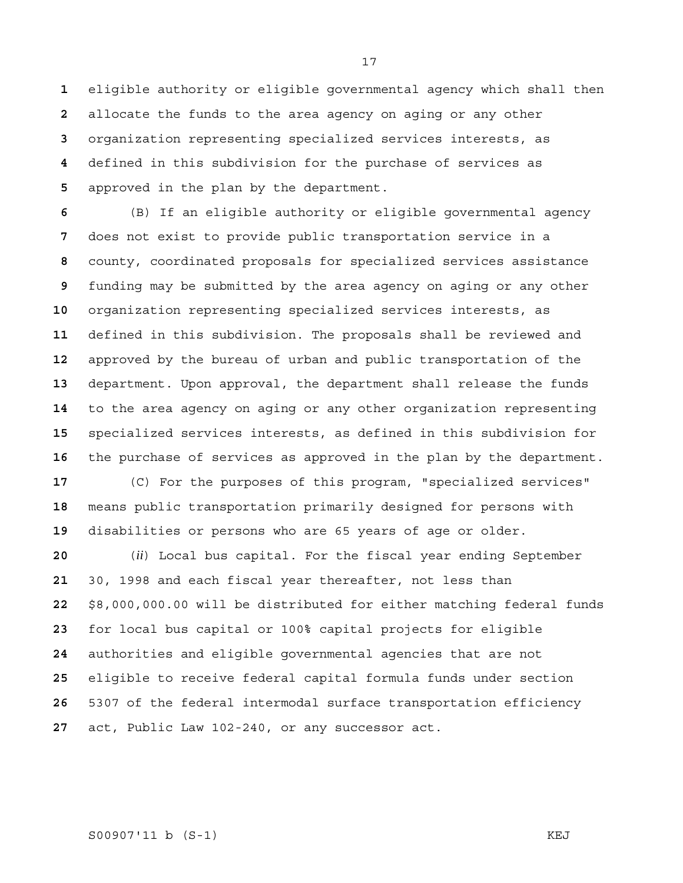eligible authority or eligible governmental agency which shall then allocate the funds to the area agency on aging or any other organization representing specialized services interests, as defined in this subdivision for the purchase of services as approved in the plan by the department.

(B) If an eligible authority or eligible governmental agency does not exist to provide public transportation service in a county, coordinated proposals for specialized services assistance funding may be submitted by the area agency on aging or any other organization representing specialized services interests, as defined in this subdivision. The proposals shall be reviewed and approved by the bureau of urban and public transportation of the department. Upon approval, the department shall release the funds to the area agency on aging or any other organization representing specialized services interests, as defined in this subdivision for the purchase of services as approved in the plan by the department.

(C) For the purposes of this program, "specialized services" means public transportation primarily designed for persons with disabilities or persons who are 65 years of age or older.

(*ii*) Local bus capital. For the fiscal year ending September 30, 1998 and each fiscal year thereafter, not less than $8,000,000.00 will be distributed for either matching federal funds for local bus capital or 100% capital projects for eligible authorities and eligible governmental agencies that are not eligible to receive federal capital formula funds under section 5307 of the federal intermodal surface transportation efficiency act, Public Law 102-240, or any successor act.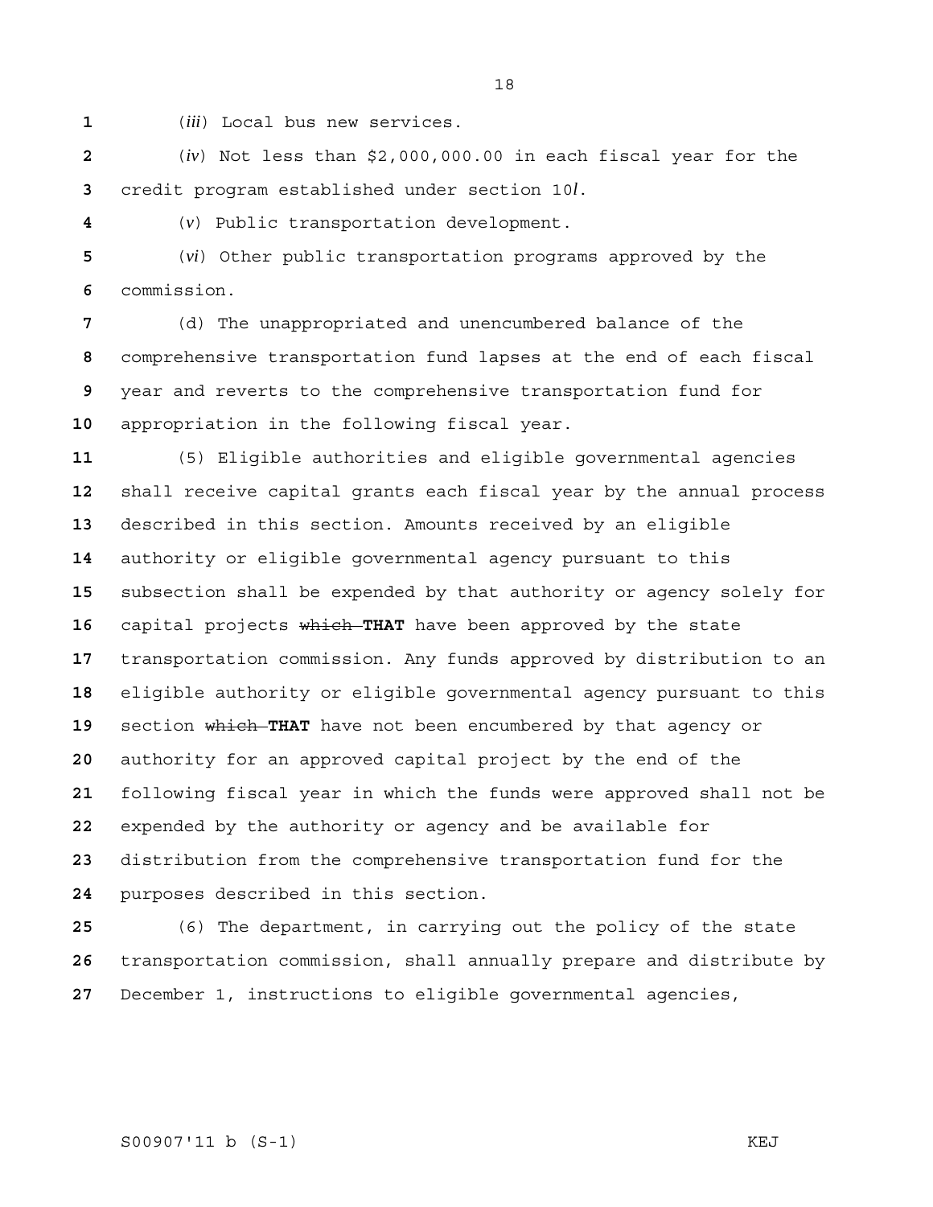(*iii*) Local bus new services.

(*iv*) Not less than $2,000,000.00 in each fiscal year for the credit program established under section 10*l*.

(*v*) Public transportation development.

(*vi*) Other public transportation programs approved by the commission.

(d) The unappropriated and unencumbered balance of the comprehensive transportation fund lapses at the end of each fiscal year and reverts to the comprehensive transportation fund for appropriation in the following fiscal year.

(5) Eligible authorities and eligible governmental agencies shall receive capital grants each fiscal year by the annual process described in this section. Amounts received by an eligible authority or eligible governmental agency pursuant to this subsection shall be expended by that authority or agency solely for capital projects ~~which~~ **THAT** have been approved by the state transportation commission. Any funds approved by distribution to an eligible authority or eligible governmental agency pursuant to this section ~~which~~ **THAT** have not been encumbered by that agency or authority for an approved capital project by the end of the following fiscal year in which the funds were approved shall not be expended by the authority or agency and be available for distribution from the comprehensive transportation fund for the purposes described in this section.

(6) The department, in carrying out the policy of the state transportation commission, shall annually prepare and distribute by December 1, instructions to eligible governmental agencies,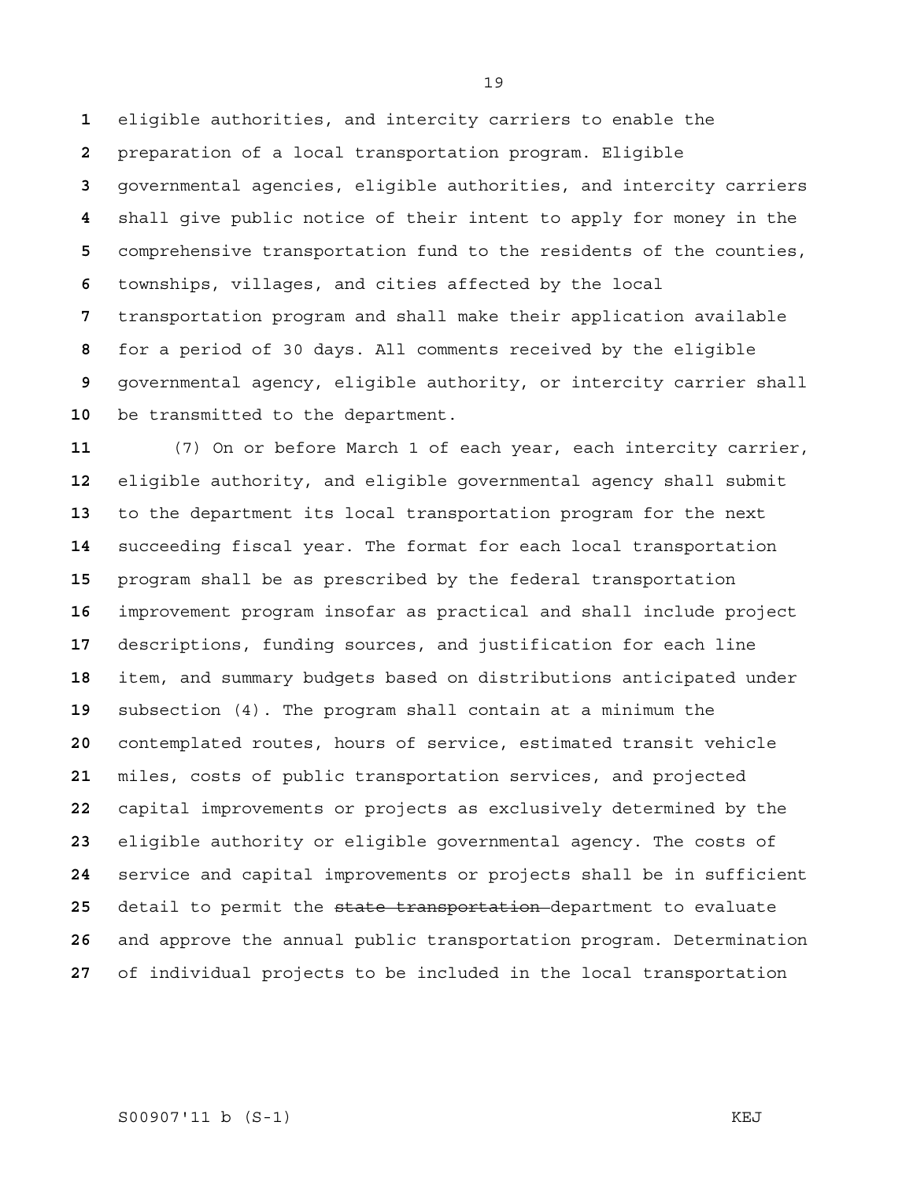eligible authorities, and intercity carriers to enable the preparation of a local transportation program. Eligible governmental agencies, eligible authorities, and intercity carriers shall give public notice of their intent to apply for money in the comprehensive transportation fund to the residents of the counties, townships, villages, and cities affected by the local transportation program and shall make their application available for a period of 30 days. All comments received by the eligible governmental agency, eligible authority, or intercity carrier shall be transmitted to the department.

(7) On or before March 1 of each year, each intercity carrier, eligible authority, and eligible governmental agency shall submit to the department its local transportation program for the next succeeding fiscal year. The format for each local transportation program shall be as prescribed by the federal transportation improvement program insofar as practical and shall include project descriptions, funding sources, and justification for each line item, and summary budgets based on distributions anticipated under subsection (4). The program shall contain at a minimum the contemplated routes, hours of service, estimated transit vehicle miles, costs of public transportation services, and projected capital improvements or projects as exclusively determined by the eligible authority or eligible governmental agency. The costs of service and capital improvements or projects shall be in sufficient detail to permit the ~~state transportation~~ department to evaluate and approve the annual public transportation program. Determination of individual projects to be included in the local transportation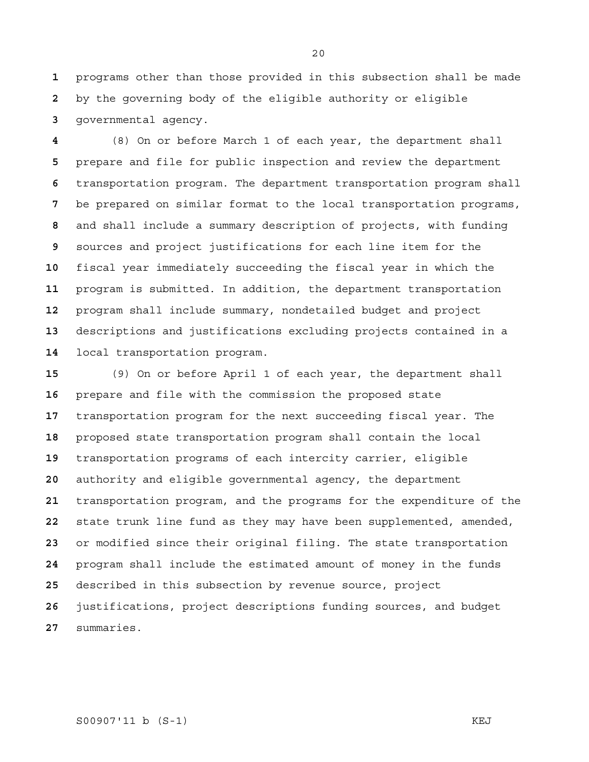programs other than those provided in this subsection shall be made by the governing body of the eligible authority or eligible governmental agency.

(8) On or before March 1 of each year, the department shall prepare and file for public inspection and review the department transportation program. The department transportation program shall be prepared on similar format to the local transportation programs, and shall include a summary description of projects, with funding sources and project justifications for each line item for the fiscal year immediately succeeding the fiscal year in which the program is submitted. In addition, the department transportation program shall include summary, nondetailed budget and project descriptions and justifications excluding projects contained in a local transportation program.

(9) On or before April 1 of each year, the department shall prepare and file with the commission the proposed state transportation program for the next succeeding fiscal year. The proposed state transportation program shall contain the local transportation programs of each intercity carrier, eligible authority and eligible governmental agency, the department transportation program, and the programs for the expenditure of the state trunk line fund as they may have been supplemented, amended, or modified since their original filing. The state transportation program shall include the estimated amount of money in the funds described in this subsection by revenue source, project justifications, project descriptions funding sources, and budget summaries.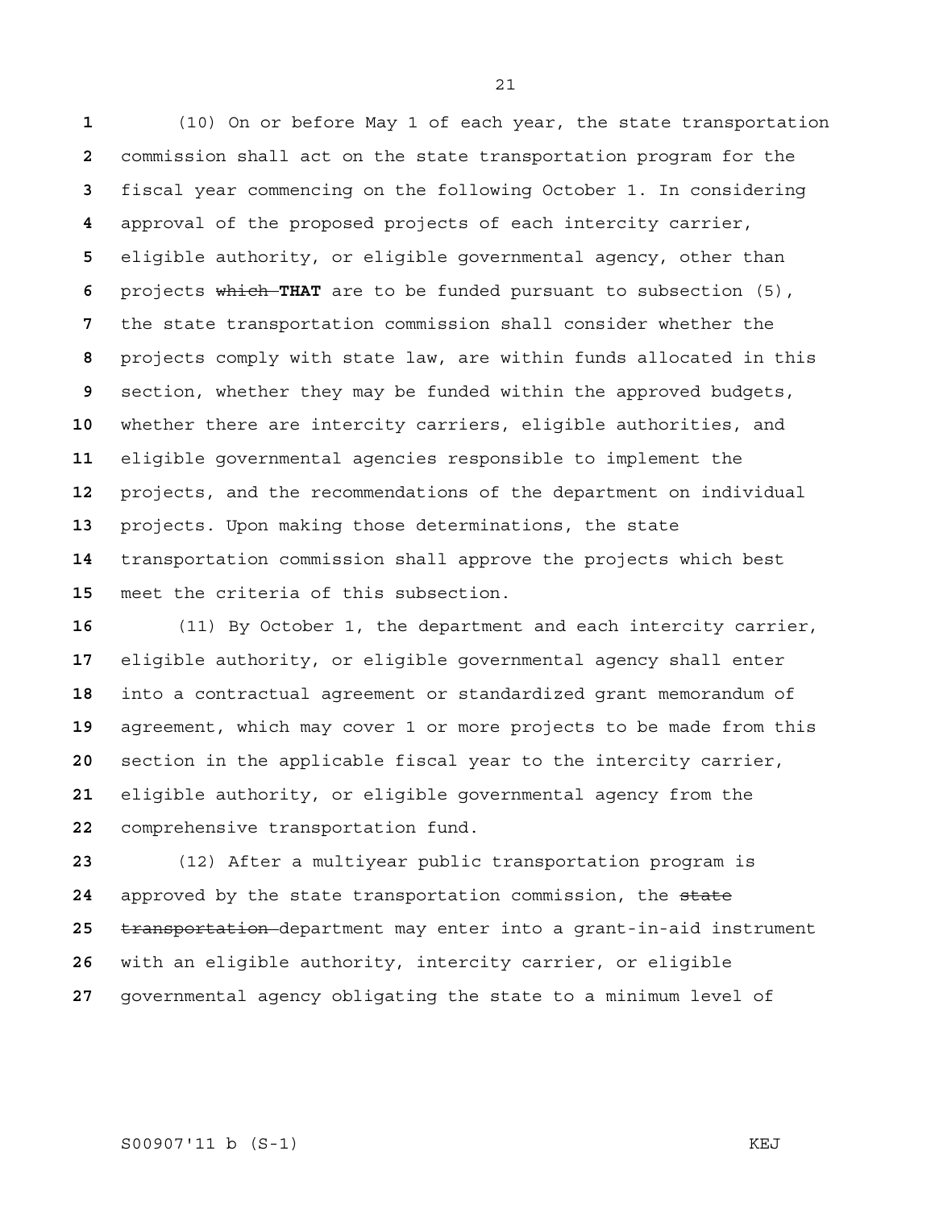(10) On or before May 1 of each year, the state transportation commission shall act on the state transportation program for the fiscal year commencing on the following October 1. In considering approval of the proposed projects of each intercity carrier, eligible authority, or eligible governmental agency, other than projects ~~which~~ **THAT** are to be funded pursuant to subsection (5), the state transportation commission shall consider whether the projects comply with state law, are within funds allocated in this section, whether they may be funded within the approved budgets, whether there are intercity carriers, eligible authorities, and eligible governmental agencies responsible to implement the projects, and the recommendations of the department on individual projects. Upon making those determinations, the state transportation commission shall approve the projects which best meet the criteria of this subsection.

(11) By October 1, the department and each intercity carrier, eligible authority, or eligible governmental agency shall enter into a contractual agreement or standardized grant memorandum of agreement, which may cover 1 or more projects to be made from this section in the applicable fiscal year to the intercity carrier, eligible authority, or eligible governmental agency from the comprehensive transportation fund.

(12) After a multiyear public transportation program is approved by the state transportation commission, the ~~state transportation~~ department may enter into a grant-in-aid instrument with an eligible authority, intercity carrier, or eligible governmental agency obligating the state to a minimum level of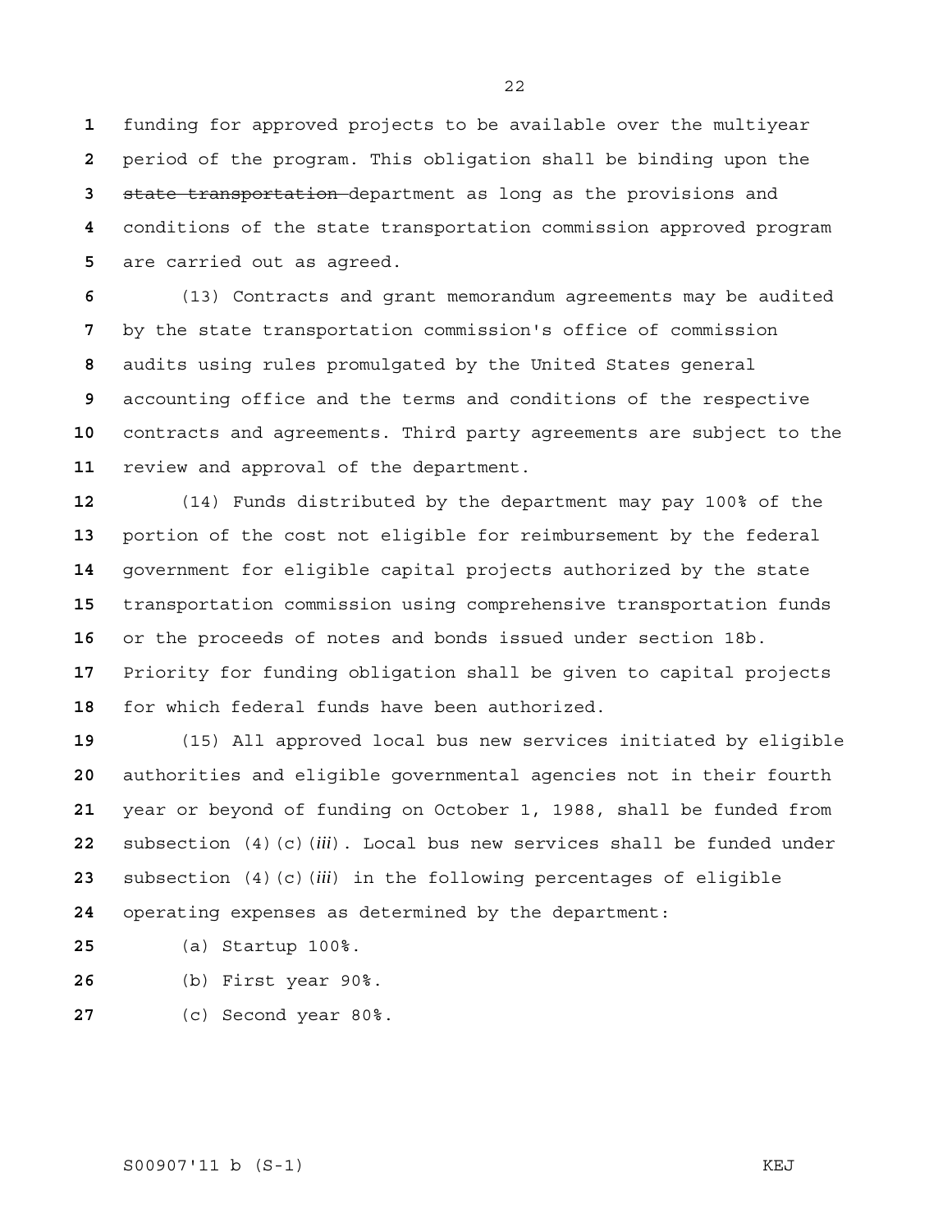funding for approved projects to be available over the multiyear period of the program. This obligation shall be binding upon the ~~state transportation~~ department as long as the provisions and conditions of the state transportation commission approved program are carried out as agreed.

(13) Contracts and grant memorandum agreements may be audited by the state transportation commission's office of commission audits using rules promulgated by the United States general accounting office and the terms and conditions of the respective contracts and agreements. Third party agreements are subject to the review and approval of the department.

(14) Funds distributed by the department may pay 100% of the portion of the cost not eligible for reimbursement by the federal government for eligible capital projects authorized by the state transportation commission using comprehensive transportation funds or the proceeds of notes and bonds issued under section 18b. Priority for funding obligation shall be given to capital projects for which federal funds have been authorized.

(15) All approved local bus new services initiated by eligible authorities and eligible governmental agencies not in their fourth year or beyond of funding on October 1, 1988, shall be funded from subsection (4)(c)(*iii*). Local bus new services shall be funded under subsection (4)(c)(*iii*) in the following percentages of eligible operating expenses as determined by the department:

(a) Startup 100%.

(b) First year 90%.

(c) Second year 80%.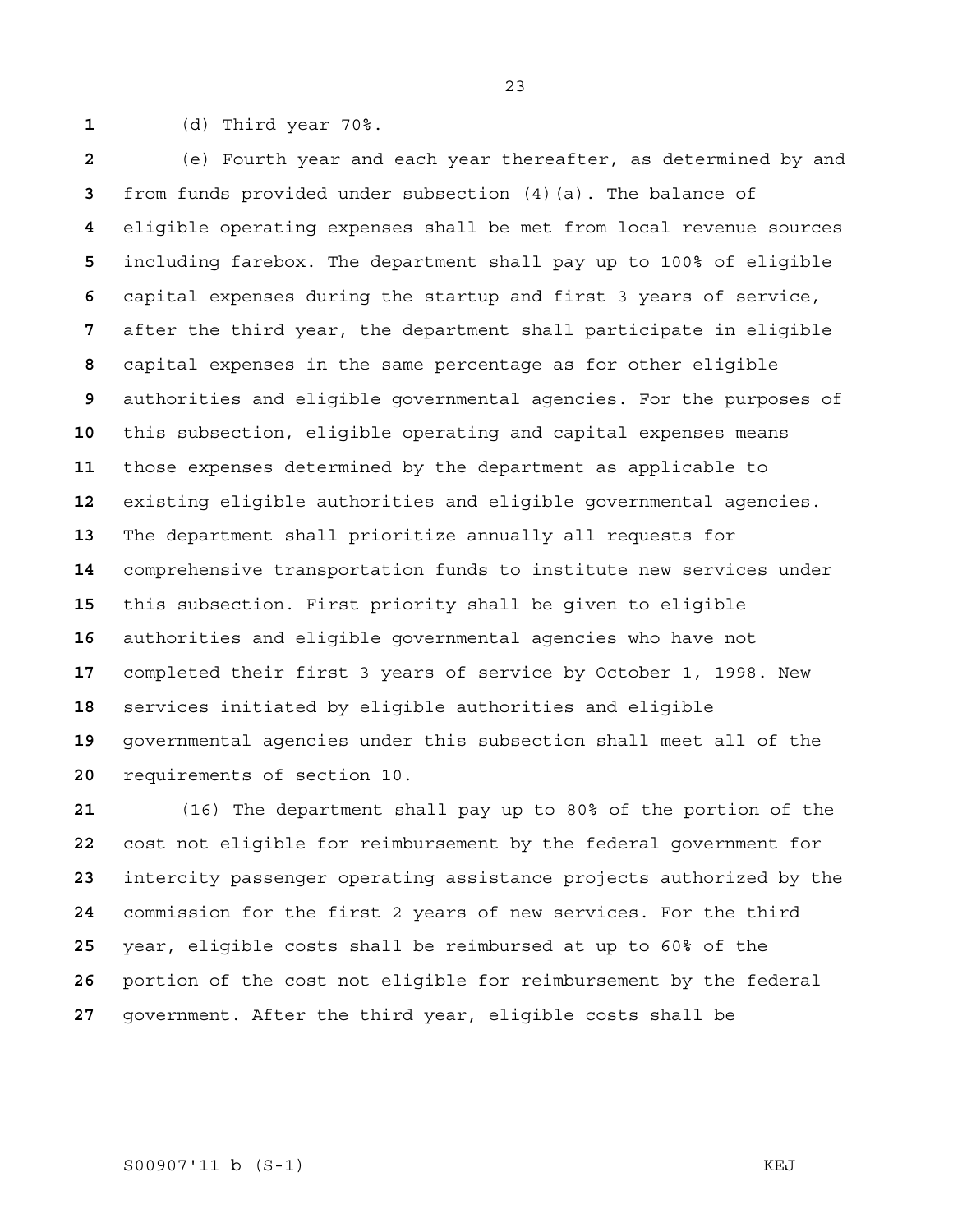(d) Third year 70%.

(e) Fourth year and each year thereafter, as determined by and from funds provided under subsection (4)(a). The balance of eligible operating expenses shall be met from local revenue sources including farebox. The department shall pay up to 100% of eligible capital expenses during the startup and first 3 years of service, after the third year, the department shall participate in eligible capital expenses in the same percentage as for other eligible authorities and eligible governmental agencies. For the purposes of this subsection, eligible operating and capital expenses means those expenses determined by the department as applicable to existing eligible authorities and eligible governmental agencies. The department shall prioritize annually all requests for comprehensive transportation funds to institute new services under this subsection. First priority shall be given to eligible authorities and eligible governmental agencies who have not completed their first 3 years of service by October 1, 1998. New services initiated by eligible authorities and eligible governmental agencies under this subsection shall meet all of the requirements of section 10.

(16) The department shall pay up to 80% of the portion of the cost not eligible for reimbursement by the federal government for intercity passenger operating assistance projects authorized by the commission for the first 2 years of new services. For the third year, eligible costs shall be reimbursed at up to 60% of the portion of the cost not eligible for reimbursement by the federal government. After the third year, eligible costs shall be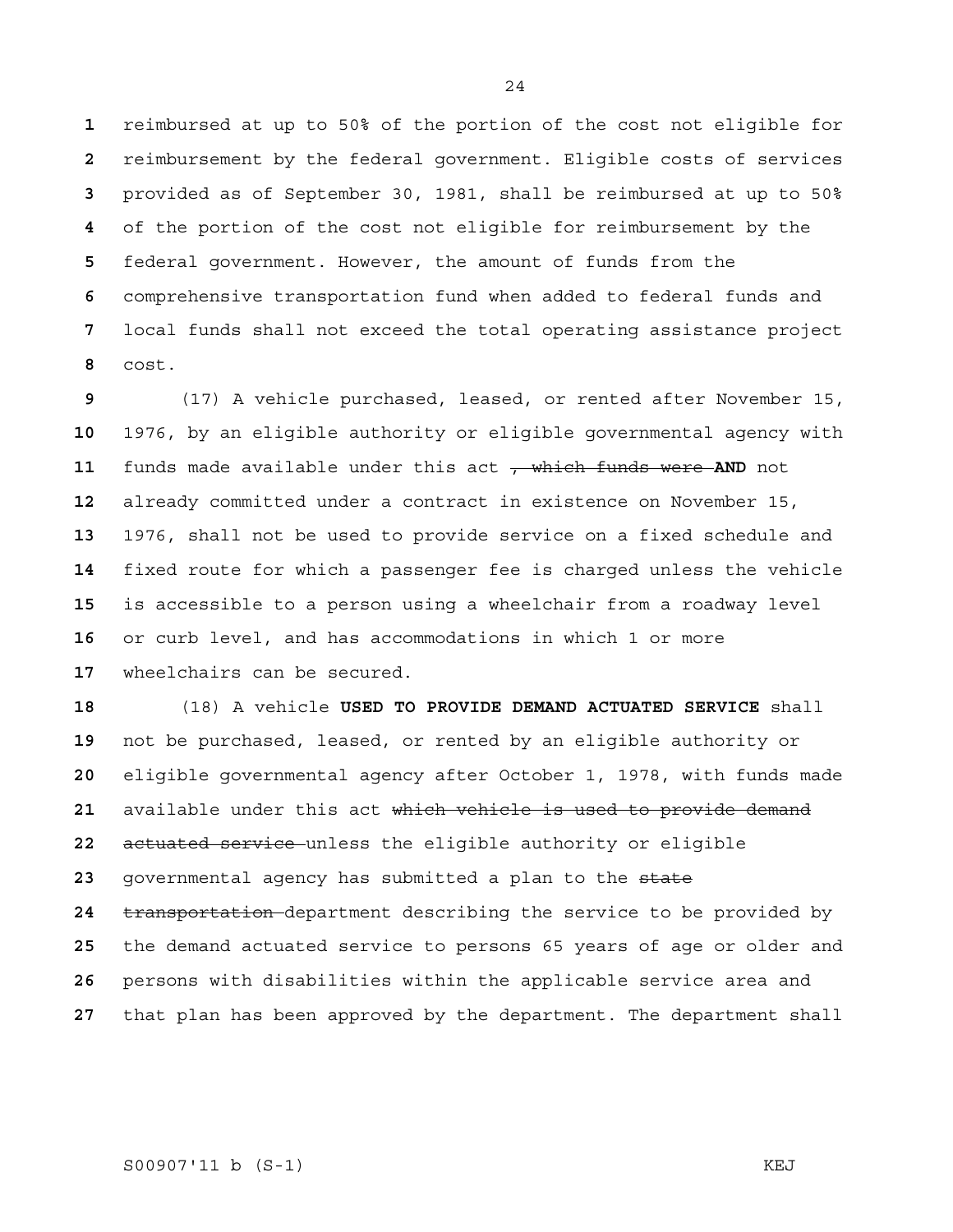reimbursed at up to 50% of the portion of the cost not eligible for reimbursement by the federal government. Eligible costs of services provided as of September 30, 1981, shall be reimbursed at up to 50% of the portion of the cost not eligible for reimbursement by the federal government. However, the amount of funds from the comprehensive transportation fund when added to federal funds and local funds shall not exceed the total operating assistance project cost.

(17) A vehicle purchased, leased, or rented after November 15, 1976, by an eligible authority or eligible governmental agency with funds made available under this act ~~, which funds were~~ **AND** not already committed under a contract in existence on November 15, 1976, shall not be used to provide service on a fixed schedule and fixed route for which a passenger fee is charged unless the vehicle is accessible to a person using a wheelchair from a roadway level or curb level, and has accommodations in which 1 or more wheelchairs can be secured.

(18) A vehicle **USED TO PROVIDE DEMAND ACTUATED SERVICE** shall not be purchased, leased, or rented by an eligible authority or eligible governmental agency after October 1, 1978, with funds made available under this act ~~which vehicle is used to provide demand actuated service~~ unless the eligible authority or eligible governmental agency has submitted a plan to the ~~state transportation~~ department describing the service to be provided by the demand actuated service to persons 65 years of age or older and persons with disabilities within the applicable service area and that plan has been approved by the department. The department shall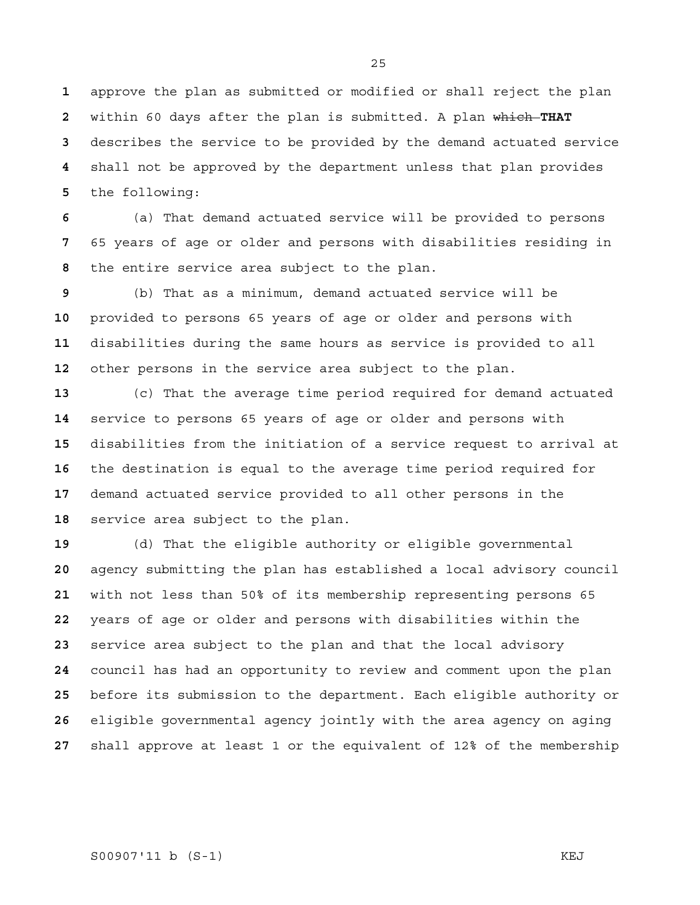approve the plan as submitted or modified or shall reject the plan within 60 days after the plan is submitted. A plan ~~which~~ **THAT** describes the service to be provided by the demand actuated service shall not be approved by the department unless that plan provides the following:

(a) That demand actuated service will be provided to persons 65 years of age or older and persons with disabilities residing in the entire service area subject to the plan.

(b) That as a minimum, demand actuated service will be provided to persons 65 years of age or older and persons with disabilities during the same hours as service is provided to all other persons in the service area subject to the plan.

(c) That the average time period required for demand actuated service to persons 65 years of age or older and persons with disabilities from the initiation of a service request to arrival at the destination is equal to the average time period required for demand actuated service provided to all other persons in the service area subject to the plan.

(d) That the eligible authority or eligible governmental agency submitting the plan has established a local advisory council with not less than 50% of its membership representing persons 65 years of age or older and persons with disabilities within the service area subject to the plan and that the local advisory council has had an opportunity to review and comment upon the plan before its submission to the department. Each eligible authority or eligible governmental agency jointly with the area agency on aging shall approve at least 1 or the equivalent of 12% of the membership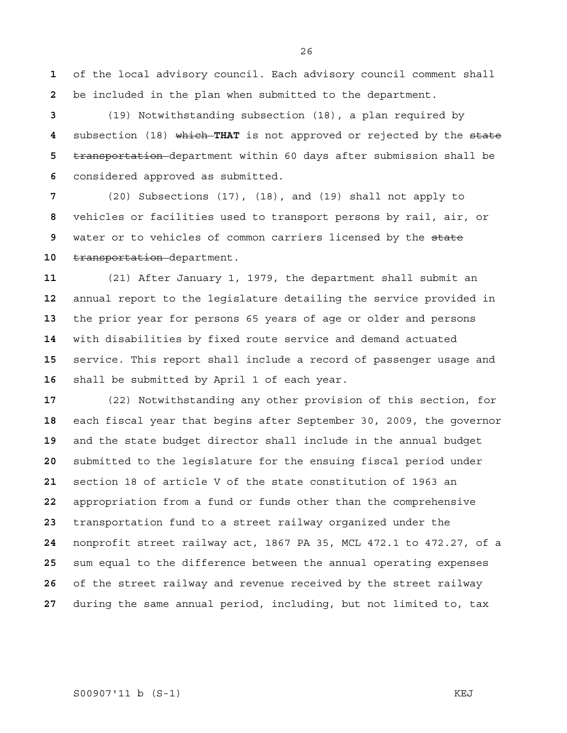of the local advisory council. Each advisory council comment shall be included in the plan when submitted to the department.

(19) Notwithstanding subsection (18), a plan required by subsection (18) ~~which~~ **THAT** is not approved or rejected by the ~~state transportation~~ department within 60 days after submission shall be considered approved as submitted.

(20) Subsections (17), (18), and (19) shall not apply to vehicles or facilities used to transport persons by rail, air, or water or to vehicles of common carriers licensed by the ~~state transportation~~ department.

(21) After January 1, 1979, the department shall submit an annual report to the legislature detailing the service provided in the prior year for persons 65 years of age or older and persons with disabilities by fixed route service and demand actuated service. This report shall include a record of passenger usage and shall be submitted by April 1 of each year.

(22) Notwithstanding any other provision of this section, for each fiscal year that begins after September 30, 2009, the governor and the state budget director shall include in the annual budget submitted to the legislature for the ensuing fiscal period under section 18 of article V of the state constitution of 1963 an appropriation from a fund or funds other than the comprehensive transportation fund to a street railway organized under the nonprofit street railway act, 1867 PA 35, MCL 472.1 to 472.27, of a sum equal to the difference between the annual operating expenses of the street railway and revenue received by the street railway during the same annual period, including, but not limited to, tax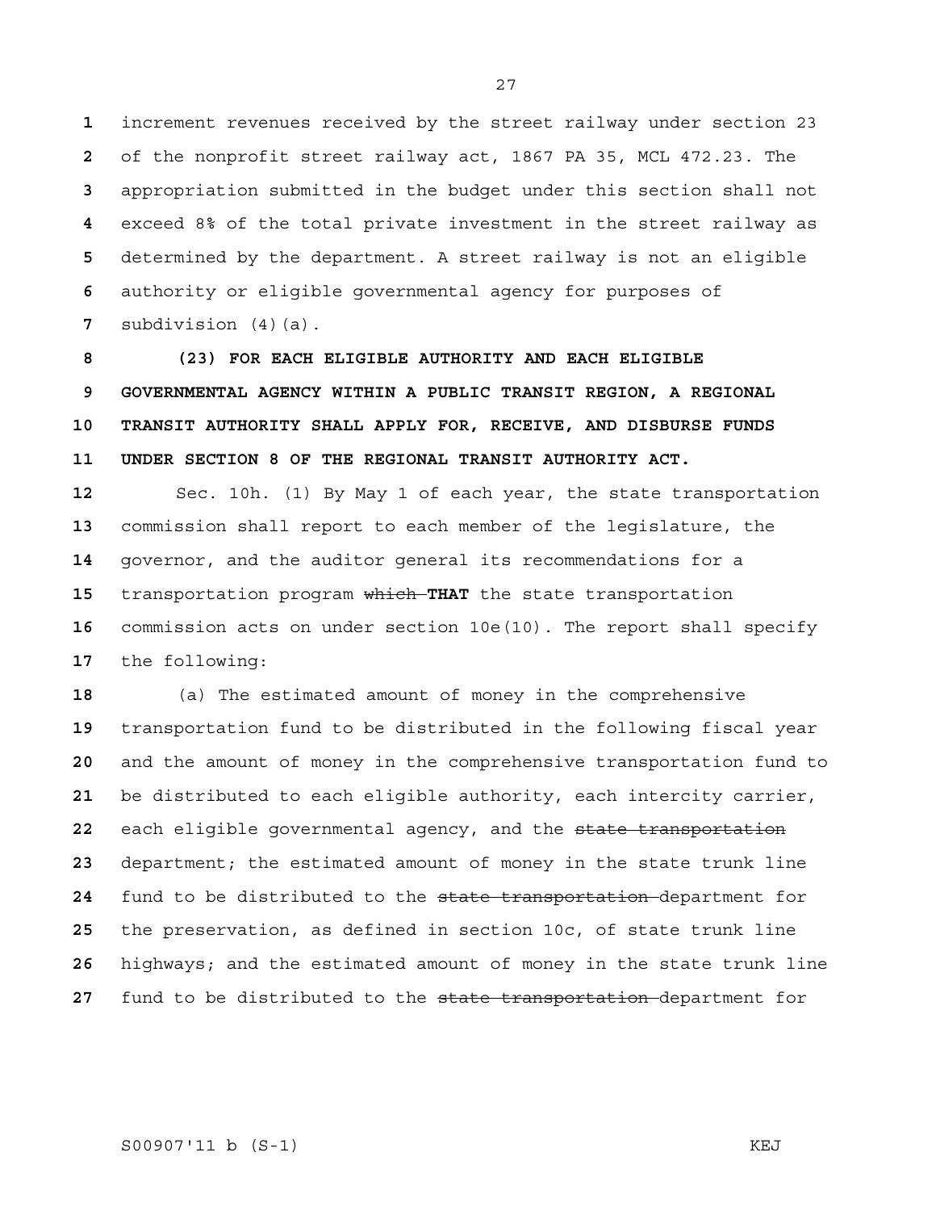increment revenues received by the street railway under section 23 of the nonprofit street railway act, 1867 PA 35, MCL 472.23. The appropriation submitted in the budget under this section shall not exceed 8% of the total private investment in the street railway as determined by the department. A street railway is not an eligible authority or eligible governmental agency for purposes of subdivision (4)(a).

**(23) FOR EACH ELIGIBLE AUTHORITY AND EACH ELIGIBLE GOVERNMENTAL AGENCY WITHIN A PUBLIC TRANSIT REGION, A REGIONAL TRANSIT AUTHORITY SHALL APPLY FOR, RECEIVE, AND DISBURSE FUNDS UNDER SECTION 8 OF THE REGIONAL TRANSIT AUTHORITY ACT.**

Sec. 10h. (1) By May 1 of each year, the state transportation commission shall report to each member of the legislature, the governor, and the auditor general its recommendations for a transportation program ~~which~~ **THAT** the state transportation commission acts on under section 10e(10). The report shall specify the following:

(a) The estimated amount of money in the comprehensive transportation fund to be distributed in the following fiscal year and the amount of money in the comprehensive transportation fund to be distributed to each eligible authority, each intercity carrier, each eligible governmental agency, and the ~~state transportation~~ department; the estimated amount of money in the state trunk line fund to be distributed to the ~~state transportation~~ department for the preservation, as defined in section 10c, of state trunk line highways; and the estimated amount of money in the state trunk line fund to be distributed to the ~~state transportation~~ department for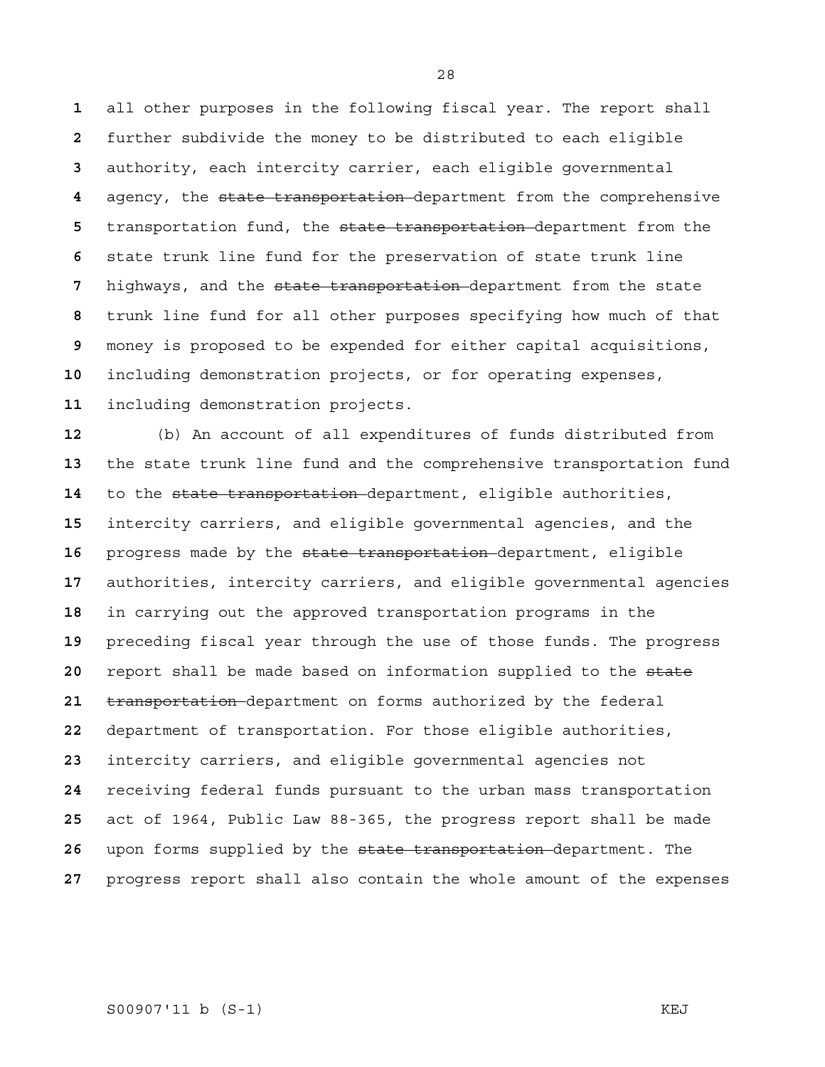all other purposes in the following fiscal year. The report shall further subdivide the money to be distributed to each eligible authority, each intercity carrier, each eligible governmental agency, the ~~state transportation~~ department from the comprehensive transportation fund, the ~~state transportation~~ department from the state trunk line fund for the preservation of state trunk line highways, and the ~~state transportation~~ department from the state trunk line fund for all other purposes specifying how much of that money is proposed to be expended for either capital acquisitions, including demonstration projects, or for operating expenses, including demonstration projects.

(b) An account of all expenditures of funds distributed from the state trunk line fund and the comprehensive transportation fund to the ~~state transportation~~ department, eligible authorities, intercity carriers, and eligible governmental agencies, and the progress made by the ~~state transportation~~ department, eligible authorities, intercity carriers, and eligible governmental agencies in carrying out the approved transportation programs in the preceding fiscal year through the use of those funds. The progress report shall be made based on information supplied to the ~~state transportation~~ department on forms authorized by the federal department of transportation. For those eligible authorities, intercity carriers, and eligible governmental agencies not receiving federal funds pursuant to the urban mass transportation act of 1964, Public Law 88-365, the progress report shall be made upon forms supplied by the ~~state transportation~~ department. The progress report shall also contain the whole amount of the expenses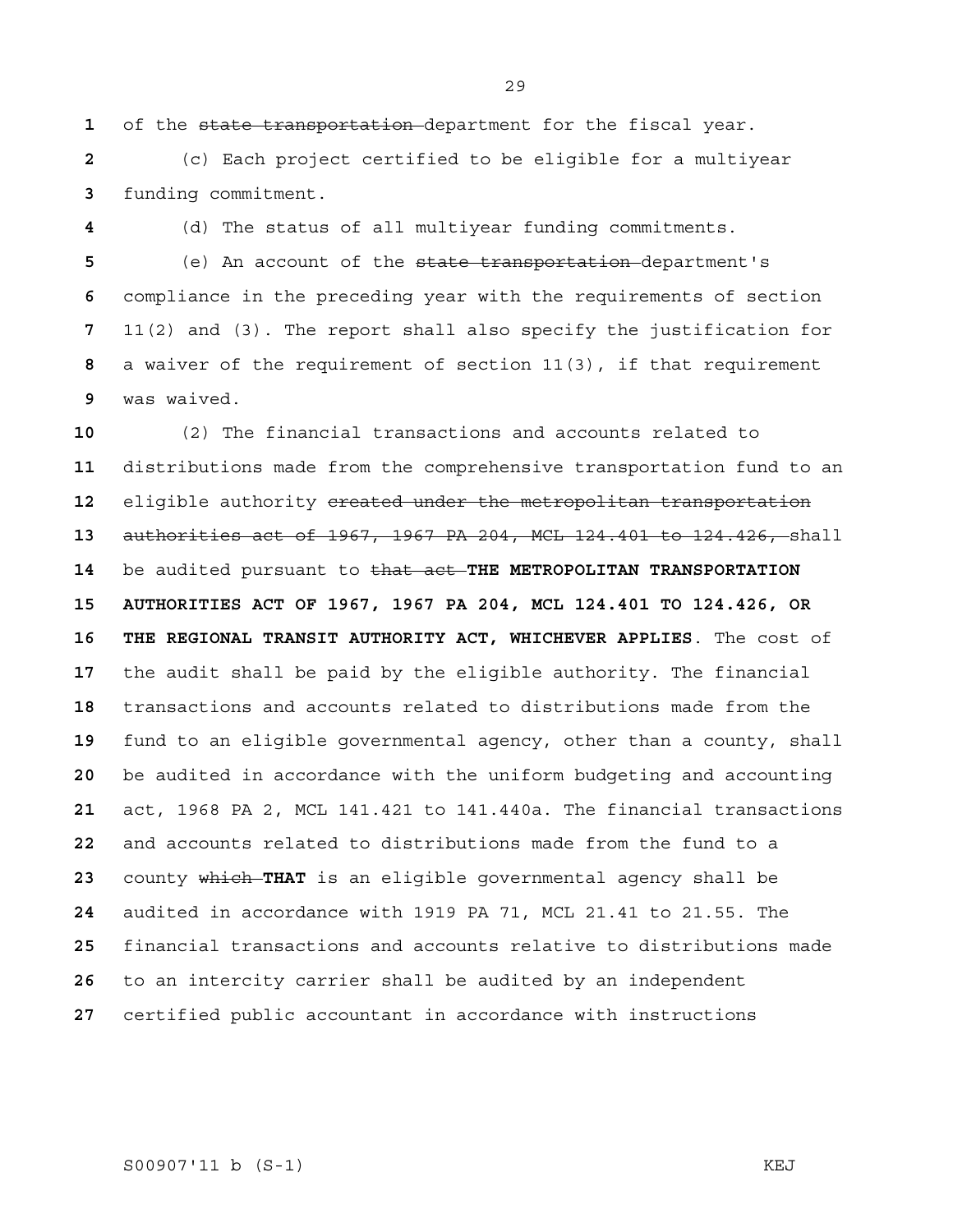of the ~~state transportation~~ department for the fiscal year.

(c) Each project certified to be eligible for a multiyear funding commitment.

(d) The status of all multiyear funding commitments.

(e) An account of the ~~state transportation~~ department's compliance in the preceding year with the requirements of section 11(2) and (3). The report shall also specify the justification for a waiver of the requirement of section 11(3), if that requirement was waived.

(2) The financial transactions and accounts related to distributions made from the comprehensive transportation fund to an eligible authority ~~created under the metropolitan transportation authorities act of 1967, 1967 PA 204, MCL 124.401 to 124.426,~~ shall be audited pursuant to ~~that act~~ **THE METROPOLITAN TRANSPORTATION AUTHORITIES ACT OF 1967, 1967 PA 204, MCL 124.401 TO 124.426, OR THE REGIONAL TRANSIT AUTHORITY ACT, WHICHEVER APPLIES**. The cost of the audit shall be paid by the eligible authority. The financial transactions and accounts related to distributions made from the fund to an eligible governmental agency, other than a county, shall be audited in accordance with the uniform budgeting and accounting act, 1968 PA 2, MCL 141.421 to 141.440a. The financial transactions and accounts related to distributions made from the fund to a county ~~which~~ **THAT** is an eligible governmental agency shall be audited in accordance with 1919 PA 71, MCL 21.41 to 21.55. The financial transactions and accounts relative to distributions made to an intercity carrier shall be audited by an independent certified public accountant in accordance with instructions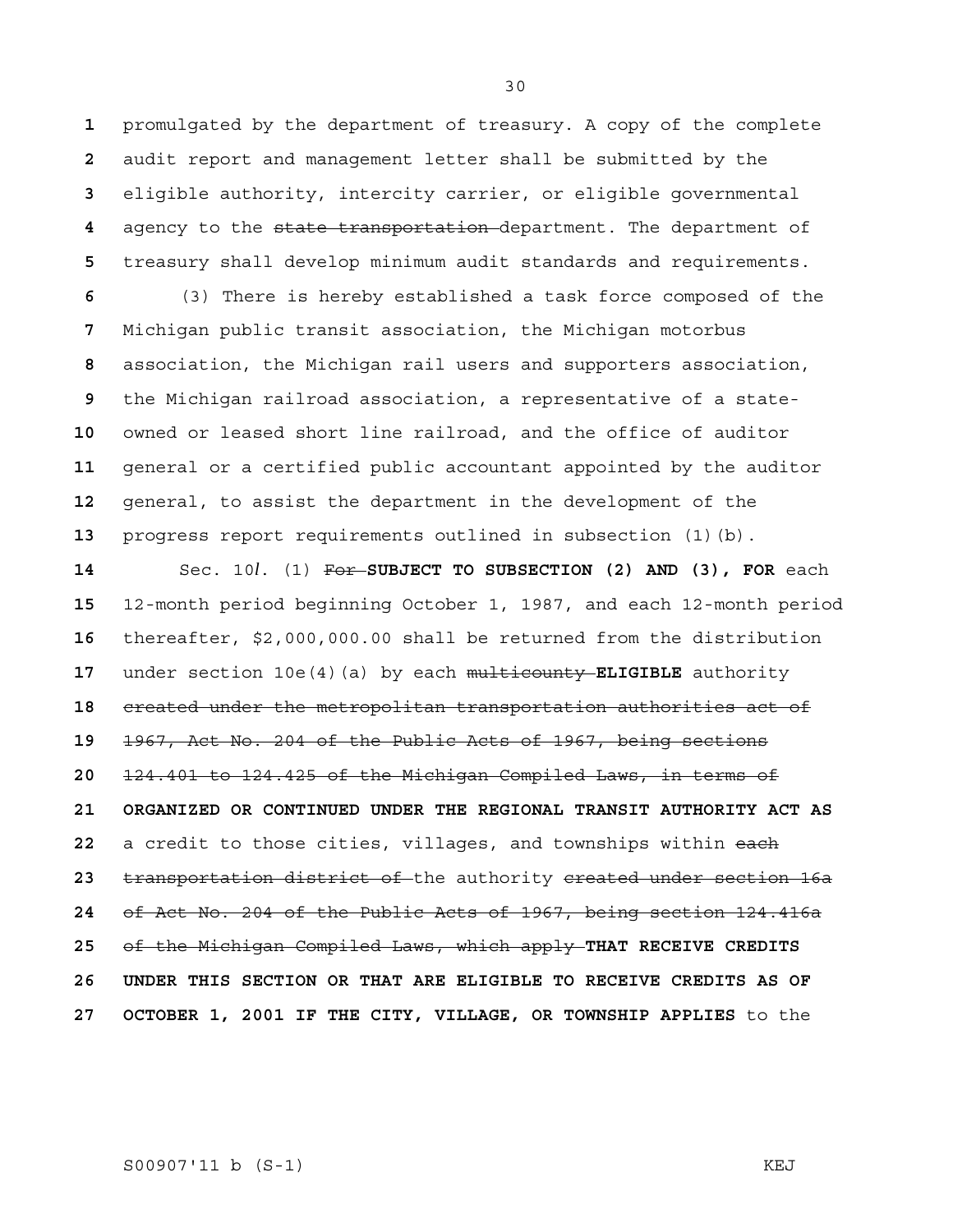promulgated by the department of treasury. A copy of the complete audit report and management letter shall be submitted by the eligible authority, intercity carrier, or eligible governmental agency to the ~~state transportation~~ department. The department of treasury shall develop minimum audit standards and requirements.

(3) There is hereby established a task force composed of the Michigan public transit association, the Michigan motorbus association, the Michigan rail users and supporters association, the Michigan railroad association, a representative of a state-owned or leased short line railroad, and the office of auditor general or a certified public accountant appointed by the auditor general, to assist the department in the development of the progress report requirements outlined in subsection (1)(b).

Sec. 10*l*. (1) ~~For~~ **SUBJECT TO SUBSECTION (2) AND (3), FOR** each 12-month period beginning October 1, 1987, and each 12-month period thereafter, \$2,000,000.00 shall be returned from the distribution under section 10e(4)(a) by each ~~multicounty~~ **ELIGIBLE** authority ~~created under the metropolitan transportation authorities act of 1967, Act No. 204 of the Public Acts of 1967, being sections 124.401 to 124.425 of the Michigan Compiled Laws, in terms of~~ **ORGANIZED OR CONTINUED UNDER THE REGIONAL TRANSIT AUTHORITY ACT AS** a credit to those cities, villages, and townships within ~~each transportation district of~~ the authority ~~created under section 16a of Act No. 204 of the Public Acts of 1967, being section 124.416a of the Michigan Compiled Laws, which apply~~ **THAT RECEIVE CREDITS UNDER THIS SECTION OR THAT ARE ELIGIBLE TO RECEIVE CREDITS AS OF OCTOBER 1, 2001 IF THE CITY, VILLAGE, OR TOWNSHIP APPLIES** to the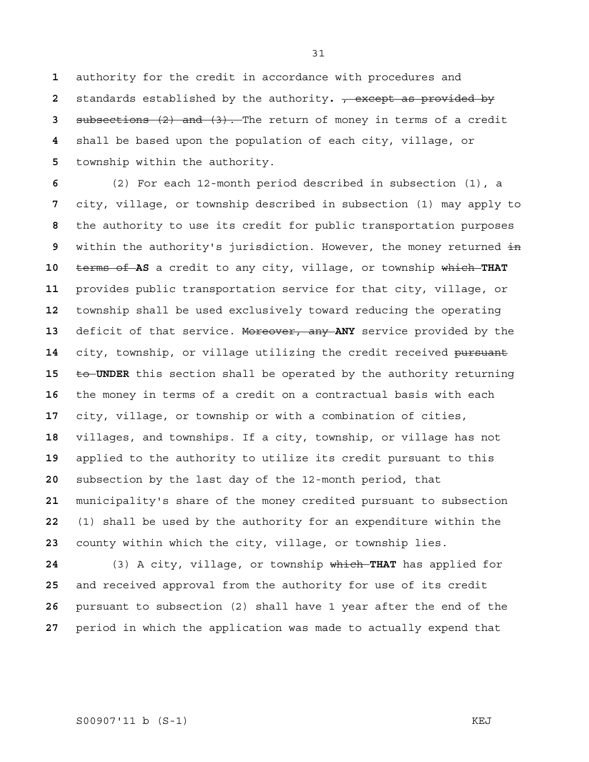authority for the credit in accordance with procedures and standards established by the authority. ~~, except as provided by subsections (2) and (3).~~ The return of money in terms of a credit shall be based upon the population of each city, village, or township within the authority.

(2) For each 12-month period described in subsection (1), a city, village, or township described in subsection (1) may apply to the authority to use its credit for public transportation purposes within the authority's jurisdiction. However, the money returned ~~in terms of~~ **AS** a credit to any city, village, or township ~~which~~ **THAT** provides public transportation service for that city, village, or township shall be used exclusively toward reducing the operating deficit of that service. ~~Moreover, any~~ **ANY** service provided by the city, township, or village utilizing the credit received ~~pursuant to~~ **UNDER** this section shall be operated by the authority returning the money in terms of a credit on a contractual basis with each city, village, or township or with a combination of cities, villages, and townships. If a city, township, or village has not applied to the authority to utilize its credit pursuant to this subsection by the last day of the 12-month period, that municipality's share of the money credited pursuant to subsection (1) shall be used by the authority for an expenditure within the county within which the city, village, or township lies.

(3) A city, village, or township ~~which~~ **THAT** has applied for and received approval from the authority for use of its credit pursuant to subsection (2) shall have 1 year after the end of the period in which the application was made to actually expend that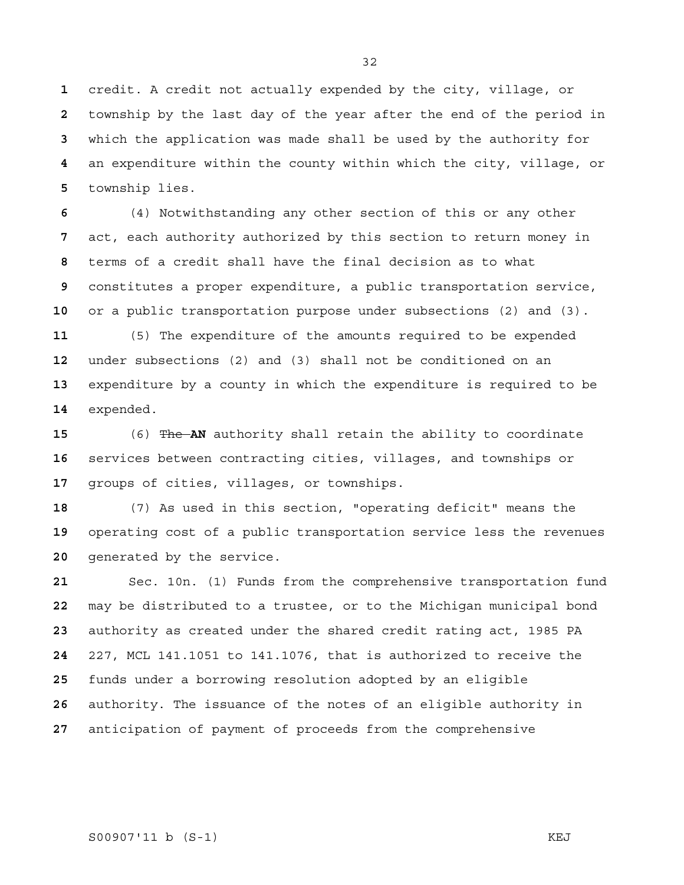credit. A credit not actually expended by the city, village, or township by the last day of the year after the end of the period in which the application was made shall be used by the authority for an expenditure within the county within which the city, village, or township lies.

(4) Notwithstanding any other section of this or any other act, each authority authorized by this section to return money in terms of a credit shall have the final decision as to what constitutes a proper expenditure, a public transportation service, or a public transportation purpose under subsections (2) and (3).

(5) The expenditure of the amounts required to be expended under subsections (2) and (3) shall not be conditioned on an expenditure by a county in which the expenditure is required to be expended.

(6) ~~The~~ **AN** authority shall retain the ability to coordinate services between contracting cities, villages, and townships or groups of cities, villages, or townships.

(7) As used in this section, "operating deficit" means the operating cost of a public transportation service less the revenues generated by the service.

Sec. 10n. (1) Funds from the comprehensive transportation fund may be distributed to a trustee, or to the Michigan municipal bond authority as created under the shared credit rating act, 1985 PA 227, MCL 141.1051 to 141.1076, that is authorized to receive the funds under a borrowing resolution adopted by an eligible authority. The issuance of the notes of an eligible authority in anticipation of payment of proceeds from the comprehensive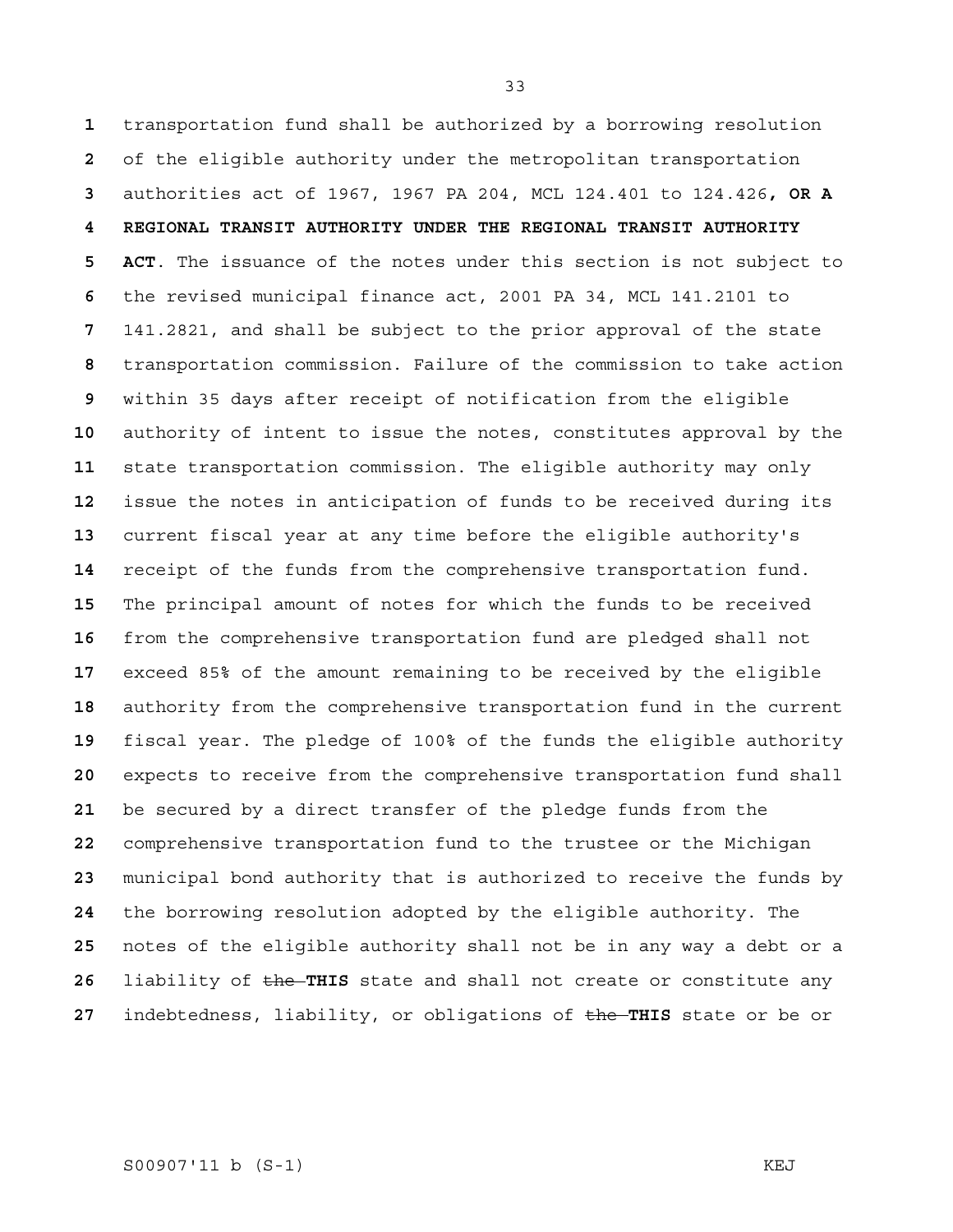transportation fund shall be authorized by a borrowing resolution of the eligible authority under the metropolitan transportation authorities act of 1967, 1967 PA 204, MCL 124.401 to 124.426**, OR A REGIONAL TRANSIT AUTHORITY UNDER THE REGIONAL TRANSIT AUTHORITY ACT**. The issuance of the notes under this section is not subject to the revised municipal finance act, 2001 PA 34, MCL 141.2101 to 141.2821, and shall be subject to the prior approval of the state transportation commission. Failure of the commission to take action within 35 days after receipt of notification from the eligible authority of intent to issue the notes, constitutes approval by the state transportation commission. The eligible authority may only issue the notes in anticipation of funds to be received during its current fiscal year at any time before the eligible authority's receipt of the funds from the comprehensive transportation fund. The principal amount of notes for which the funds to be received from the comprehensive transportation fund are pledged shall not exceed 85% of the amount remaining to be received by the eligible authority from the comprehensive transportation fund in the current fiscal year. The pledge of 100% of the funds the eligible authority expects to receive from the comprehensive transportation fund shall be secured by a direct transfer of the pledge funds from the comprehensive transportation fund to the trustee or the Michigan municipal bond authority that is authorized to receive the funds by the borrowing resolution adopted by the eligible authority. The notes of the eligible authority shall not be in any way a debt or a liability of ~~the~~ **THIS** state and shall not create or constitute any indebtedness, liability, or obligations of ~~the~~ **THIS** state or be or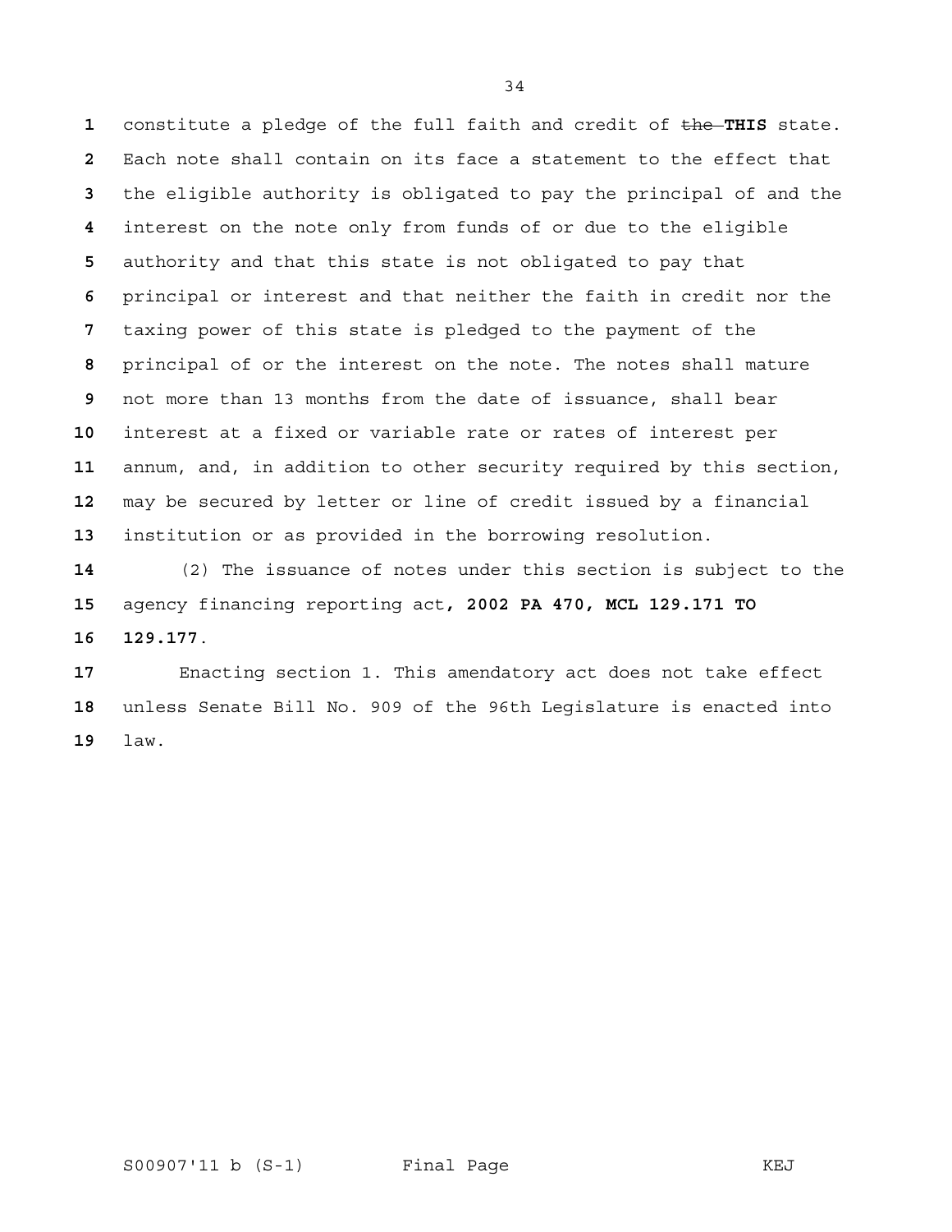constitute a pledge of the full faith and credit of ~~the~~ **THIS** state. Each note shall contain on its face a statement to the effect that the eligible authority is obligated to pay the principal of and the interest on the note only from funds of or due to the eligible authority and that this state is not obligated to pay that principal or interest and that neither the faith in credit nor the taxing power of this state is pledged to the payment of the principal of or the interest on the note. The notes shall mature not more than 13 months from the date of issuance, shall bear interest at a fixed or variable rate or rates of interest per annum, and, in addition to other security required by this section, may be secured by letter or line of credit issued by a financial institution or as provided in the borrowing resolution.

(2) The issuance of notes under this section is subject to the agency financing reporting act**, 2002 PA 470, MCL 129.171 TO 129.177**.

Enacting section 1. This amendatory act does not take effect unless Senate Bill No. 909 of the 96th Legislature is enacted into law.

S00907'11 b (S-1) Final Page KEJ